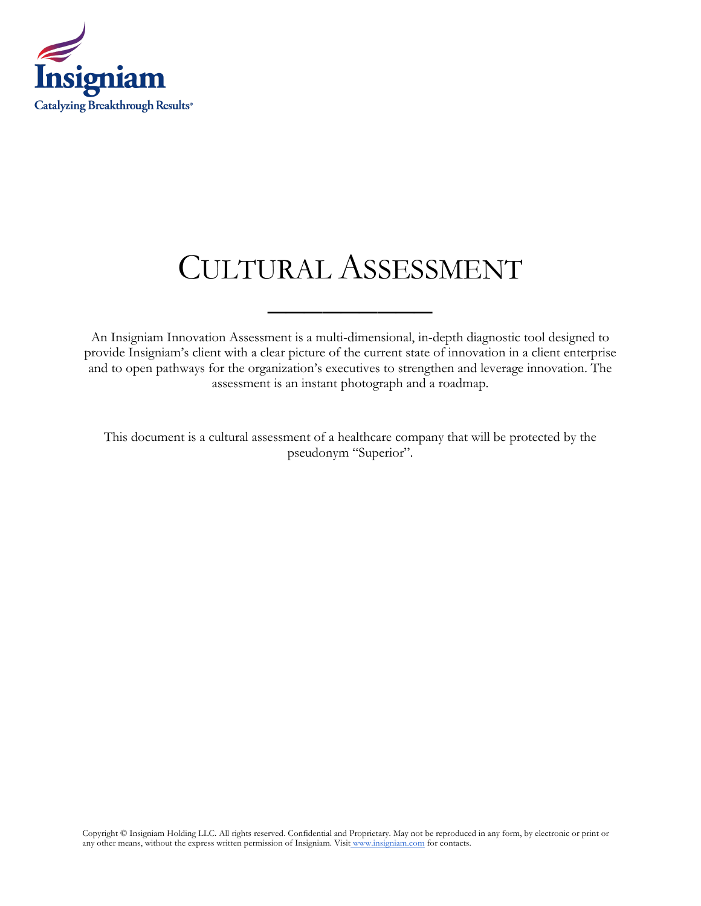Insigniam

Catalyzing Breakthrough Results®

# CULTURAL ASSESSMENT

An Insigniam Innovation Assessment is a multi-dimensional, in-depth diagnostic tool designed to provide Insigniam's client with a clear picture of the current state of innovation in a client enterprise and to open pathways for the organization's executives to strengthen and leverage innovation. The assessment is an instant photograph and a roadmap.

This document is a cultural assessment of a healthcare company that will be protected by the pseudonym "Superior".

Copyright © Insigniam Holding LLC. All rights reserved. Confidential and Proprietary. May not be reproduced in any form, by electronic or print or any other means, without the express written permission of Insigniam. Visit www.insigniam.com for contacts.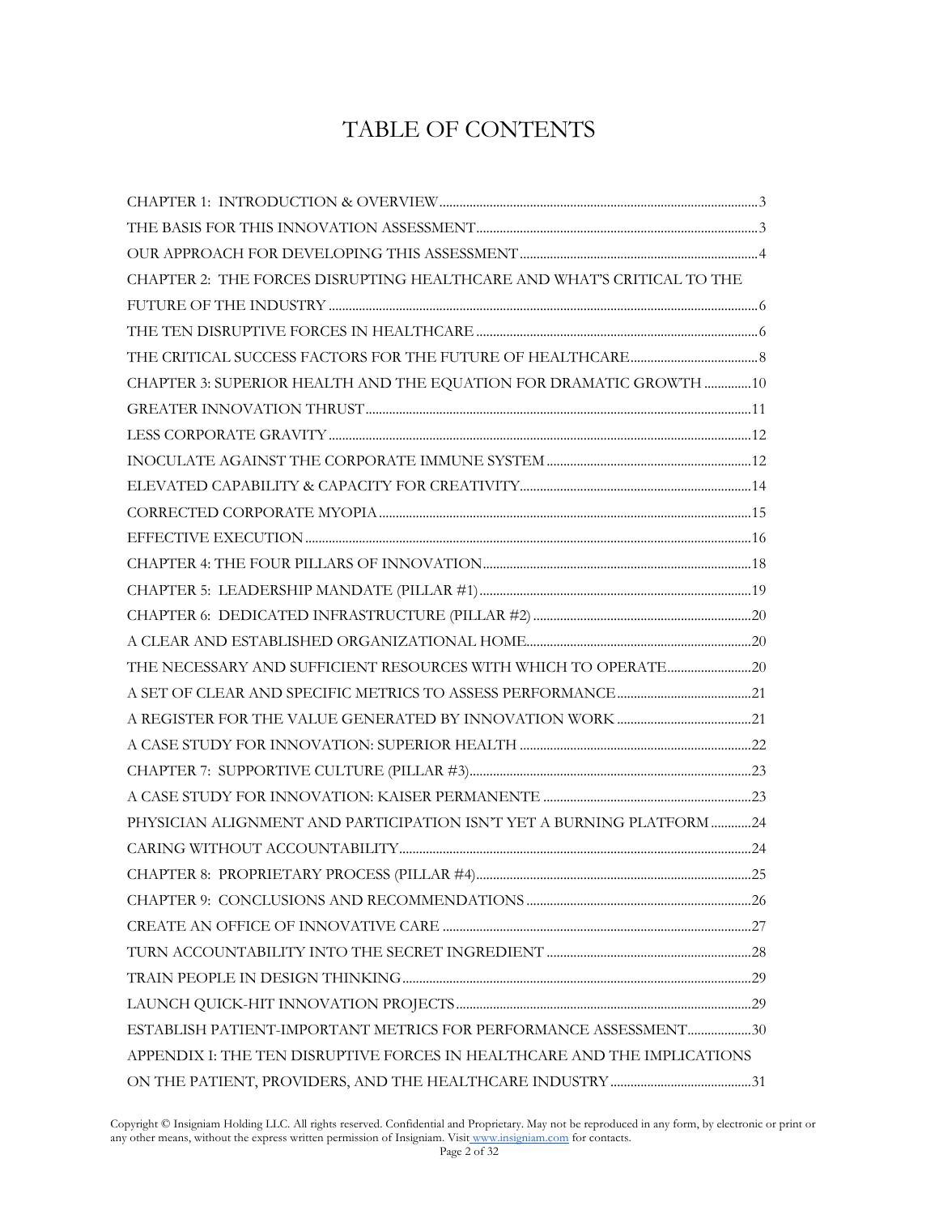# TABLE OF CONTENTS

CHAPTER 1: INTRODUCTION & OVERVIEW ........ 3

THE BASIS FOR THIS INNOVATION ASSESSMENT ........ 3

OUR APPROACH FOR DEVELOPING THIS ASSESSMENT ........ 4

CHAPTER 2: THE FORCES DISRUPTING HEALTHCARE AND WHAT'S CRITICAL TO THE FUTURE OF THE INDUSTRY ........ 6

THE TEN DISRUPTIVE FORCES IN HEALTHCARE ........ 6

THE CRITICAL SUCCESS FACTORS FOR THE FUTURE OF HEALTHCARE ........ 8

CHAPTER 3: SUPERIOR HEALTH AND THE EQUATION FOR DRAMATIC GROWTH ........ 10

GREATER INNOVATION THRUST ........ 11

LESS CORPORATE GRAVITY ........ 12

INOCULATE AGAINST THE CORPORATE IMMUNE SYSTEM ........ 12

ELEVATED CAPABILITY & CAPACITY FOR CREATIVITY ........ 14

CORRECTED CORPORATE MYOPIA ........ 15

EFFECTIVE EXECUTION ........ 16

CHAPTER 4: THE FOUR PILLARS OF INNOVATION ........ 18

CHAPTER 5: LEADERSHIP MANDATE (PILLAR #1) ........ 19

CHAPTER 6: DEDICATED INFRASTRUCTURE (PILLAR #2) ........ 20

A CLEAR AND ESTABLISHED ORGANIZATIONAL HOME ........ 20

THE NECESSARY AND SUFFICIENT RESOURCES WITH WHICH TO OPERATE ........ 20

A SET OF CLEAR AND SPECIFIC METRICS TO ASSESS PERFORMANCE ........ 21

A REGISTER FOR THE VALUE GENERATED BY INNOVATION WORK ........ 21

A CASE STUDY FOR INNOVATION: SUPERIOR HEALTH ........ 22

CHAPTER 7: SUPPORTIVE CULTURE (PILLAR #3) ........ 23

A CASE STUDY FOR INNOVATION: KAISER PERMANENTE ........ 23

PHYSICIAN ALIGNMENT AND PARTICIPATION ISN'T YET A BURNING PLATFORM ........ 24

CARING WITHOUT ACCOUNTABILITY ........ 24

CHAPTER 8: PROPRIETARY PROCESS (PILLAR #4) ........ 25

CHAPTER 9: CONCLUSIONS AND RECOMMENDATIONS ........ 26

CREATE AN OFFICE OF INNOVATIVE CARE ........ 27

TURN ACCOUNTABILITY INTO THE SECRET INGREDIENT ........ 28

TRAIN PEOPLE IN DESIGN THINKING ........ 29

LAUNCH QUICK-HIT INNOVATION PROJECTS ........ 29

ESTABLISH PATIENT-IMPORTANT METRICS FOR PERFORMANCE ASSESSMENT ........ 30

APPENDIX I: THE TEN DISRUPTIVE FORCES IN HEALTHCARE AND THE IMPLICATIONS ON THE PATIENT, PROVIDERS, AND THE HEALTHCARE INDUSTRY ........ 31

Copyright © Insigniam Holding LLC. All rights reserved. Confidential and Proprietary. May not be reproduced in any form, by electronic or print or any other means, without the express written permission of Insigniam. Visit www.insigniam.com for contacts.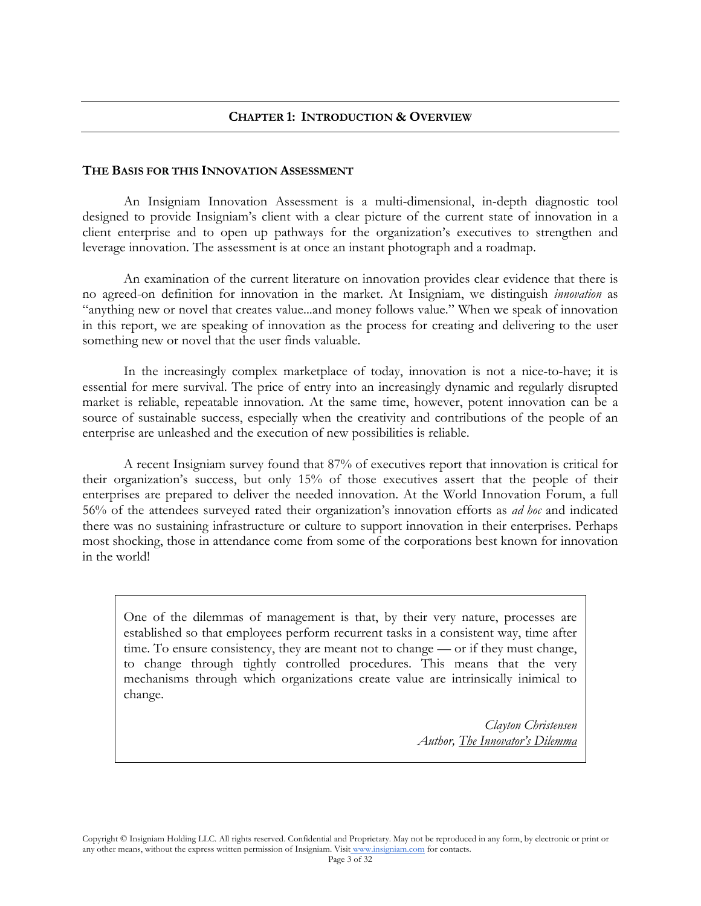# CHAPTER 1: INTRODUCTION & OVERVIEW

## THE BASIS FOR THIS INNOVATION ASSESSMENT

An Insigniam Innovation Assessment is a multi-dimensional, in-depth diagnostic tool designed to provide Insigniam's client with a clear picture of the current state of innovation in a client enterprise and to open up pathways for the organization's executives to strengthen and leverage innovation. The assessment is at once an instant photograph and a roadmap.

An examination of the current literature on innovation provides clear evidence that there is no agreed-on definition for innovation in the market. At Insigniam, we distinguish *innovation* as "anything new or novel that creates value...and money follows value." When we speak of innovation in this report, we are speaking of innovation as the process for creating and delivering to the user something new or novel that the user finds valuable.

In the increasingly complex marketplace of today, innovation is not a nice-to-have; it is essential for mere survival. The price of entry into an increasingly dynamic and regularly disrupted market is reliable, repeatable innovation. At the same time, however, potent innovation can be a source of sustainable success, especially when the creativity and contributions of the people of an enterprise are unleashed and the execution of new possibilities is reliable.

A recent Insigniam survey found that 87% of executives report that innovation is critical for their organization's success, but only 15% of those executives assert that the people of their enterprises are prepared to deliver the needed innovation. At the World Innovation Forum, a full 56% of the attendees surveyed rated their organization's innovation efforts as *ad hoc* and indicated there was no sustaining infrastructure or culture to support innovation in their enterprises. Perhaps most shocking, those in attendance come from some of the corporations best known for innovation in the world!

> One of the dilemmas of management is that, by their very nature, processes are established so that employees perform recurrent tasks in a consistent way, time after time. To ensure consistency, they are meant not to change — or if they must change, to change through tightly controlled procedures. This means that the very mechanisms through which organizations create value are intrinsically inimical to change.
>
> *Clayton Christensen*
> *Author, The Innovator's Dilemma*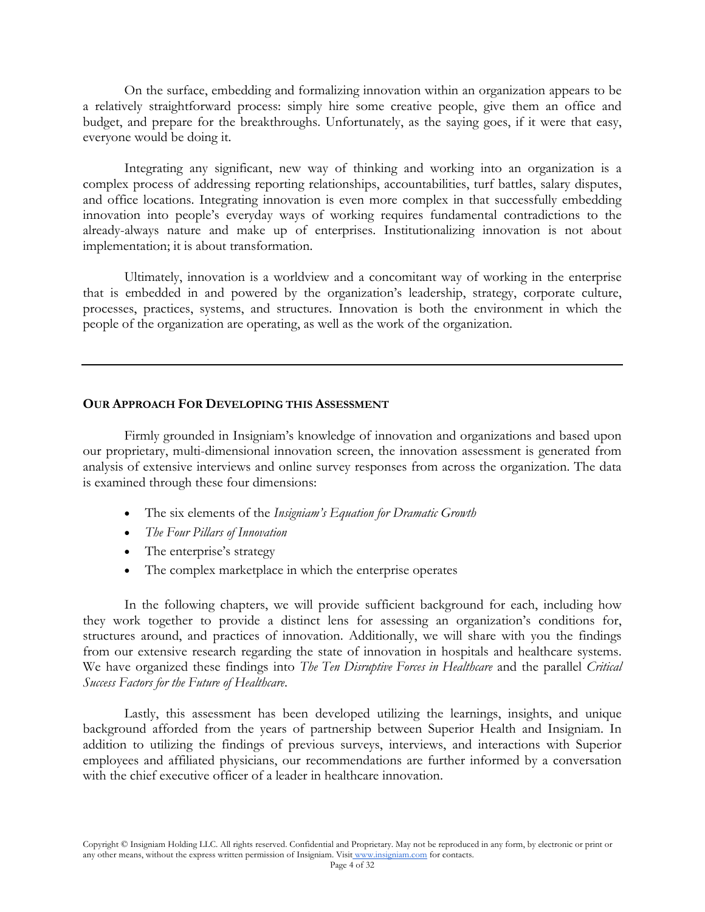On the surface, embedding and formalizing innovation within an organization appears to be a relatively straightforward process: simply hire some creative people, give them an office and budget, and prepare for the breakthroughs. Unfortunately, as the saying goes, if it were that easy, everyone would be doing it.

Integrating any significant, new way of thinking and working into an organization is a complex process of addressing reporting relationships, accountabilities, turf battles, salary disputes, and office locations. Integrating innovation is even more complex in that successfully embedding innovation into people's everyday ways of working requires fundamental contradictions to the already-always nature and make up of enterprises. Institutionalizing innovation is not about implementation; it is about transformation.

Ultimately, innovation is a worldview and a concomitant way of working in the enterprise that is embedded in and powered by the organization's leadership, strategy, corporate culture, processes, practices, systems, and structures. Innovation is both the environment in which the people of the organization are operating, as well as the work of the organization.

---

## OUR APPROACH FOR DEVELOPING THIS ASSESSMENT

Firmly grounded in Insigniam's knowledge of innovation and organizations and based upon our proprietary, multi-dimensional innovation screen, the innovation assessment is generated from analysis of extensive interviews and online survey responses from across the organization. The data is examined through these four dimensions:

- The six elements of the *Insigniam's Equation for Dramatic Growth*
- *The Four Pillars of Innovation*
- The enterprise's strategy
- The complex marketplace in which the enterprise operates

In the following chapters, we will provide sufficient background for each, including how they work together to provide a distinct lens for assessing an organization's conditions for, structures around, and practices of innovation. Additionally, we will share with you the findings from our extensive research regarding the state of innovation in hospitals and healthcare systems. We have organized these findings into *The Ten Disruptive Forces in Healthcare* and the parallel *Critical Success Factors for the Future of Healthcare*.

Lastly, this assessment has been developed utilizing the learnings, insights, and unique background afforded from the years of partnership between Superior Health and Insigniam. In addition to utilizing the findings of previous surveys, interviews, and interactions with Superior employees and affiliated physicians, our recommendations are further informed by a conversation with the chief executive officer of a leader in healthcare innovation.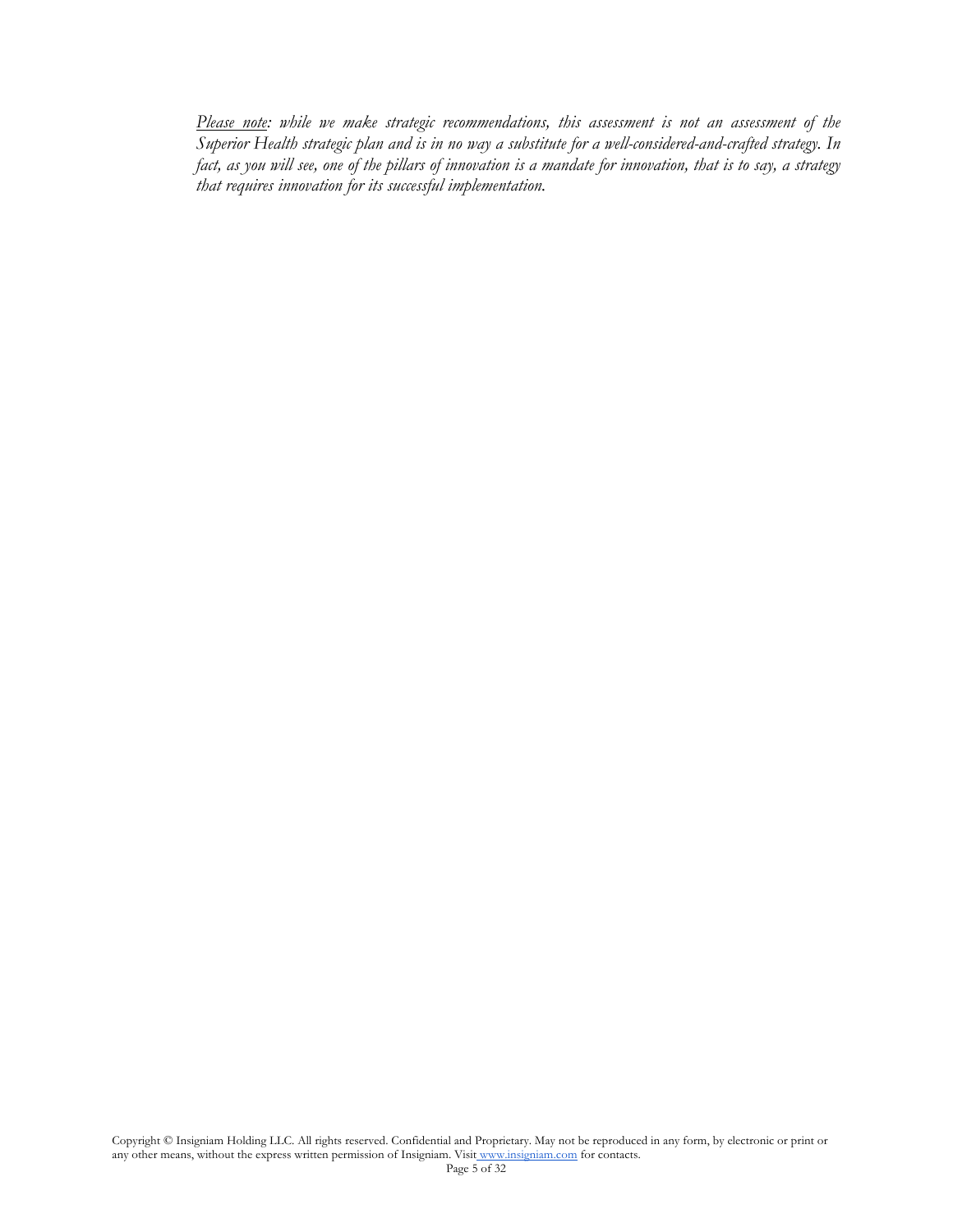*<u>Please note</u>: while we make strategic recommendations, this assessment is not an assessment of the Superior Health strategic plan and is in no way a substitute for a well-considered-and-crafted strategy. In fact, as you will see, one of the pillars of innovation is a mandate for innovation, that is to say, a strategy that requires innovation for its successful implementation.*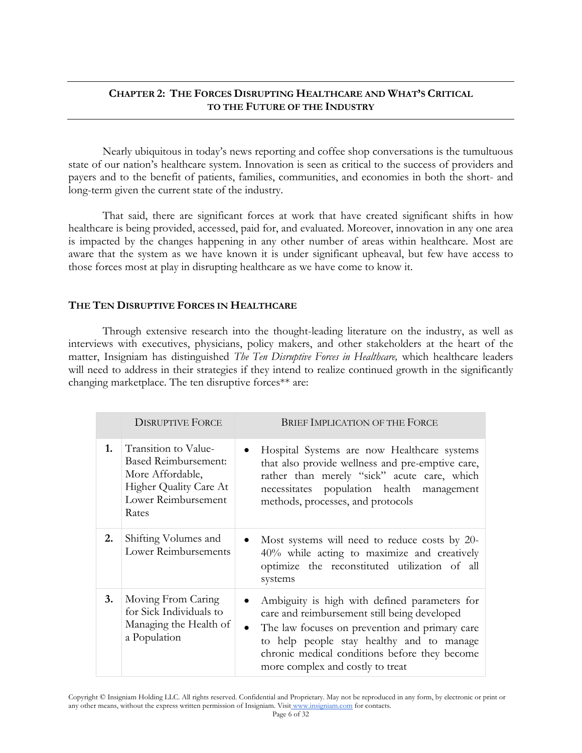## Chapter 2: The Forces Disrupting Healthcare and What's Critical to the Future of the Industry

Nearly ubiquitous in today's news reporting and coffee shop conversations is the tumultuous state of our nation's healthcare system. Innovation is seen as critical to the success of providers and payers and to the benefit of patients, families, communities, and economies in both the short- and long-term given the current state of the industry.

That said, there are significant forces at work that have created significant shifts in how healthcare is being provided, accessed, paid for, and evaluated. Moreover, innovation in any one area is impacted by the changes happening in any other number of areas within healthcare. Most are aware that the system as we have known it is under significant upheaval, but few have access to those forces most at play in disrupting healthcare as we have come to know it.

### The Ten Disruptive Forces in Healthcare

Through extensive research into the thought-leading literature on the industry, as well as interviews with executives, physicians, policy makers, and other stakeholders at the heart of the matter, Insigniam has distinguished *The Ten Disruptive Forces in Healthcare,* which healthcare leaders will need to address in their strategies if they intend to realize continued growth in the significantly changing marketplace. The ten disruptive forces** are:

| | Disruptive Force | Brief Implication of the Force |
|---|---|---|
| **1.** | Transition to Value-Based Reimbursement: More Affordable, Higher Quality Care At Lower Reimbursement Rates | • Hospital Systems are now Healthcare systems that also provide wellness and pre-emptive care, rather than merely "sick" acute care, which necessitates population health management methods, processes, and protocols |
| **2.** | Shifting Volumes and Lower Reimbursements | • Most systems will need to reduce costs by 20-40% while acting to maximize and creatively optimize the reconstituted utilization of all systems |
| **3.** | Moving From Caring for Sick Individuals to Managing the Health of a Population | • Ambiguity is high with defined parameters for care and reimbursement still being developed<br>• The law focuses on prevention and primary care to help people stay healthy and to manage chronic medical conditions before they become more complex and costly to treat |

Copyright © Insigniam Holding LLC. All rights reserved. Confidential and Proprietary. May not be reproduced in any form, by electronic or print or any other means, without the express written permission of Insigniam. Visit www.insigniam.com for contacts.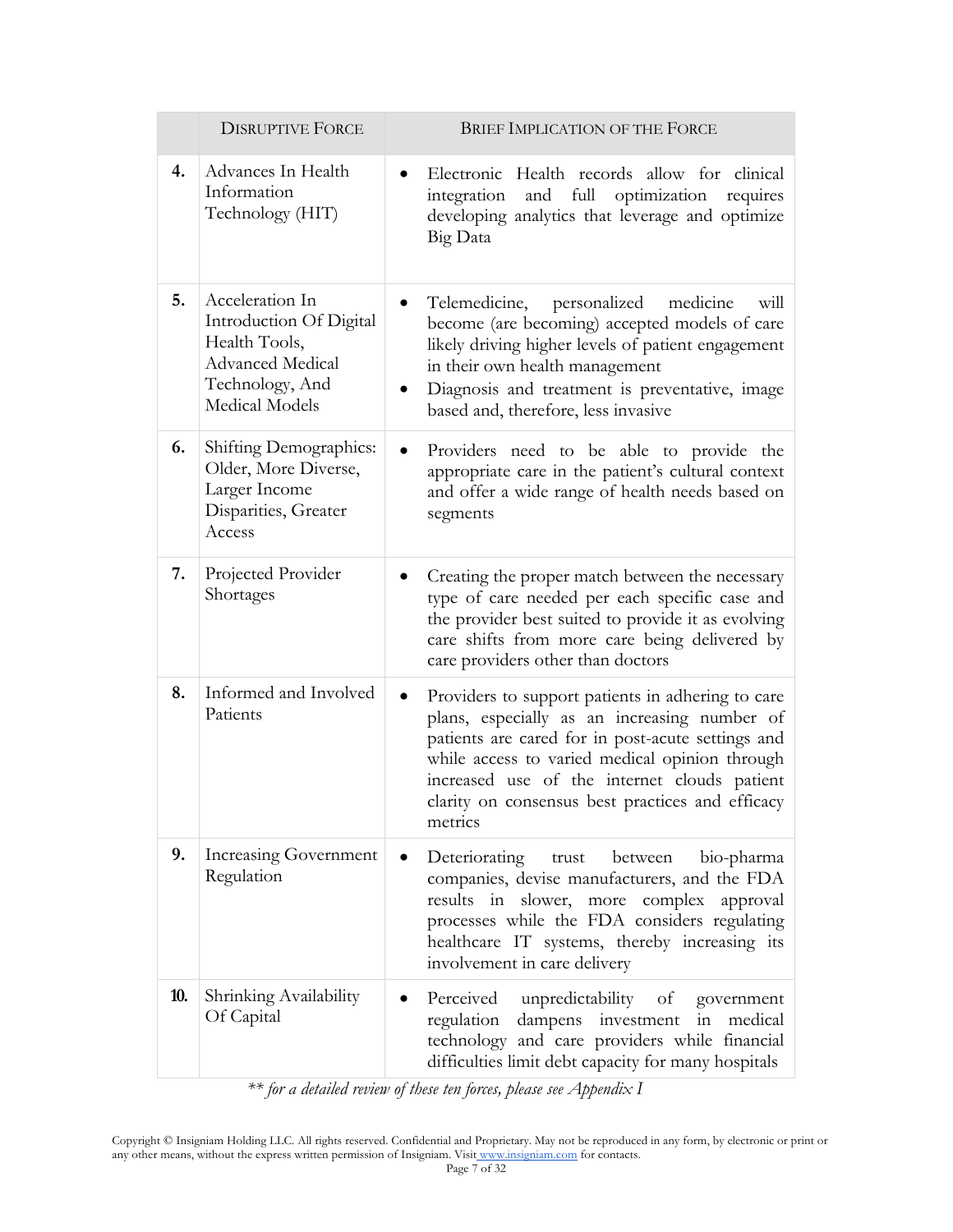| | Disruptive Force | Brief Implication of the Force |
|---|---|---|
| **4.** | Advances In Health Information Technology (HIT) | • Electronic Health records allow for clinical integration and full optimization requires developing analytics that leverage and optimize Big Data |
| **5.** | Acceleration In Introduction Of Digital Health Tools, Advanced Medical Technology, And Medical Models | • Telemedicine, personalized medicine will become (are becoming) accepted models of care likely driving higher levels of patient engagement in their own health management<br>• Diagnosis and treatment is preventative, image based and, therefore, less invasive |
| **6.** | Shifting Demographics: Older, More Diverse, Larger Income Disparities, Greater Access | • Providers need to be able to provide the appropriate care in the patient's cultural context and offer a wide range of health needs based on segments |
| **7.** | Projected Provider Shortages | • Creating the proper match between the necessary type of care needed per each specific case and the provider best suited to provide it as evolving care shifts from more care being delivered by care providers other than doctors |
| **8.** | Informed and Involved Patients | • Providers to support patients in adhering to care plans, especially as an increasing number of patients are cared for in post-acute settings and while access to varied medical opinion through increased use of the internet clouds patient clarity on consensus best practices and efficacy metrics |
| **9.** | Increasing Government Regulation | • Deteriorating trust between bio-pharma companies, devise manufacturers, and the FDA results in slower, more complex approval processes while the FDA considers regulating healthcare IT systems, thereby increasing its involvement in care delivery |
| **10.** | Shrinking Availability Of Capital | • Perceived unpredictability of government regulation dampens investment in medical technology and care providers while financial difficulties limit debt capacity for many hospitals |

*** for a detailed review of these ten forces, please see Appendix I*

Copyright © Insigniam Holding LLC. All rights reserved. Confidential and Proprietary. May not be reproduced in any form, by electronic or print or any other means, without the express written permission of Insigniam. Visit www.insigniam.com for contacts.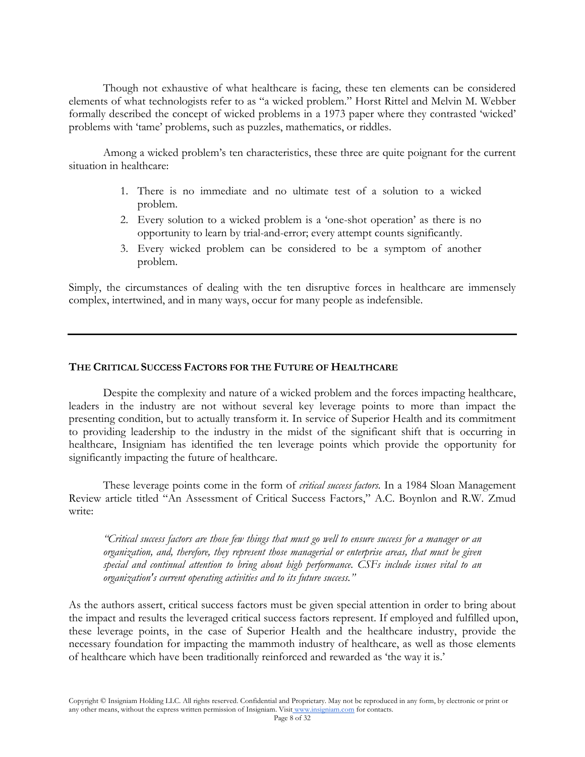Though not exhaustive of what healthcare is facing, these ten elements can be considered elements of what technologists refer to as "a wicked problem." Horst Rittel and Melvin M. Webber formally described the concept of wicked problems in a 1973 paper where they contrasted 'wicked' problems with 'tame' problems, such as puzzles, mathematics, or riddles.

Among a wicked problem's ten characteristics, these three are quite poignant for the current situation in healthcare:

1. There is no immediate and no ultimate test of a solution to a wicked problem.
2. Every solution to a wicked problem is a 'one-shot operation' as there is no opportunity to learn by trial-and-error; every attempt counts significantly.
3. Every wicked problem can be considered to be a symptom of another problem.

Simply, the circumstances of dealing with the ten disruptive forces in healthcare are immensely complex, intertwined, and in many ways, occur for many people as indefensible.

---

## THE CRITICAL SUCCESS FACTORS FOR THE FUTURE OF HEALTHCARE

Despite the complexity and nature of a wicked problem and the forces impacting healthcare, leaders in the industry are not without several key leverage points to more than impact the presenting condition, but to actually transform it. In service of Superior Health and its commitment to providing leadership to the industry in the midst of the significant shift that is occurring in healthcare, Insigniam has identified the ten leverage points which provide the opportunity for significantly impacting the future of healthcare.

These leverage points come in the form of *critical success factors.* In a 1984 Sloan Management Review article titled "An Assessment of Critical Success Factors," A.C. Boynlon and R.W. Zmud write:

> *"Critical success factors are those few things that must go well to ensure success for a manager or an organization, and, therefore, they represent those managerial or enterprise areas, that must be given special and continual attention to bring about high performance. CSFs include issues vital to an organization's current operating activities and to its future success."*

As the authors assert, critical success factors must be given special attention in order to bring about the impact and results the leveraged critical success factors represent. If employed and fulfilled upon, these leverage points, in the case of Superior Health and the healthcare industry, provide the necessary foundation for impacting the mammoth industry of healthcare, as well as those elements of healthcare which have been traditionally reinforced and rewarded as 'the way it is.'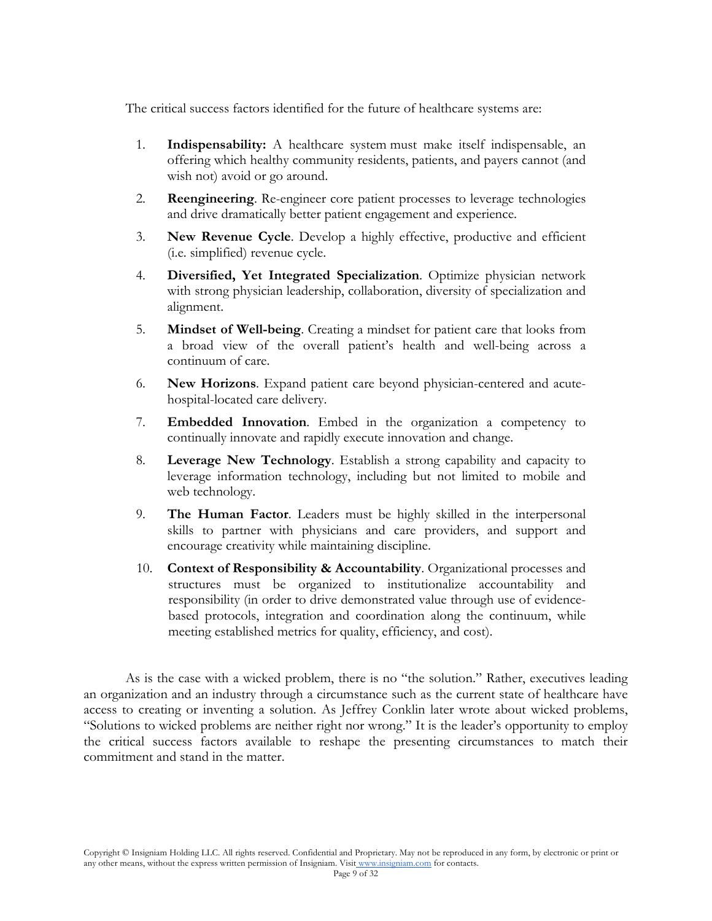The critical success factors identified for the future of healthcare systems are:

1. **Indispensability:** A healthcare system must make itself indispensable, an offering which healthy community residents, patients, and payers cannot (and wish not) avoid or go around.
2. **Reengineering**. Re-engineer core patient processes to leverage technologies and drive dramatically better patient engagement and experience.
3. **New Revenue Cycle**. Develop a highly effective, productive and efficient (i.e. simplified) revenue cycle.
4. **Diversified, Yet Integrated Specialization**. Optimize physician network with strong physician leadership, collaboration, diversity of specialization and alignment.
5. **Mindset of Well-being**. Creating a mindset for patient care that looks from a broad view of the overall patient's health and well-being across a continuum of care.
6. **New Horizons**. Expand patient care beyond physician-centered and acute-hospital-located care delivery.
7. **Embedded Innovation**. Embed in the organization a competency to continually innovate and rapidly execute innovation and change.
8. **Leverage New Technology**. Establish a strong capability and capacity to leverage information technology, including but not limited to mobile and web technology.
9. **The Human Factor**. Leaders must be highly skilled in the interpersonal skills to partner with physicians and care providers, and support and encourage creativity while maintaining discipline.
10. **Context of Responsibility & Accountability**. Organizational processes and structures must be organized to institutionalize accountability and responsibility (in order to drive demonstrated value through use of evidence-based protocols, integration and coordination along the continuum, while meeting established metrics for quality, efficiency, and cost).

As is the case with a wicked problem, there is no "the solution." Rather, executives leading an organization and an industry through a circumstance such as the current state of healthcare have access to creating or inventing a solution. As Jeffrey Conklin later wrote about wicked problems, "Solutions to wicked problems are neither right nor wrong." It is the leader's opportunity to employ the critical success factors available to reshape the presenting circumstances to match their commitment and stand in the matter.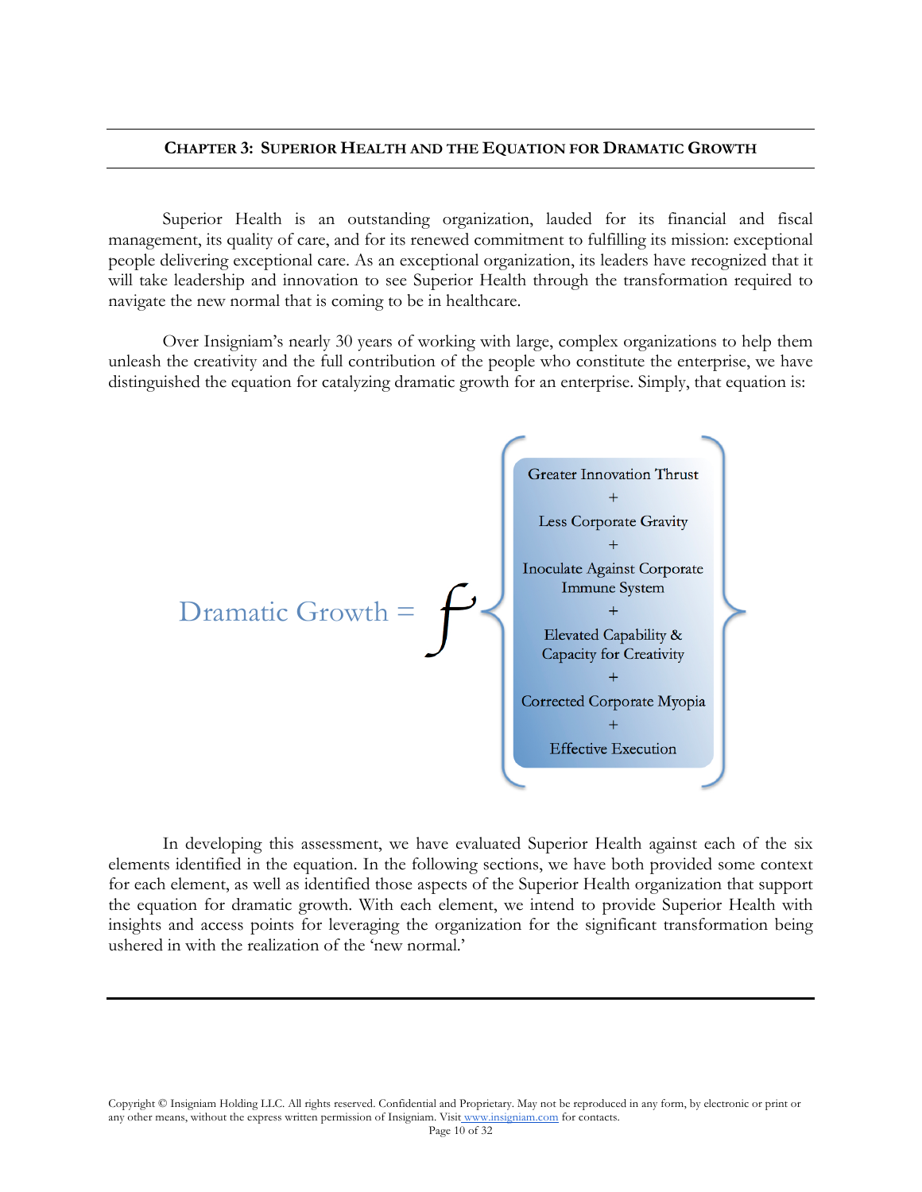## CHAPTER 3: SUPERIOR HEALTH AND THE EQUATION FOR DRAMATIC GROWTH

Superior Health is an outstanding organization, lauded for its financial and fiscal management, its quality of care, and for its renewed commitment to fulfilling its mission: exceptional people delivering exceptional care. As an exceptional organization, its leaders have recognized that it will take leadership and innovation to see Superior Health through the transformation required to navigate the new normal that is coming to be in healthcare.

Over Insigniam's nearly 30 years of working with large, complex organizations to help them unleash the creativity and the full contribution of the people who constitute the enterprise, we have distinguished the equation for catalyzing dramatic growth for an enterprise. Simply, that equation is:

Dramatic Growth = $f$ {
Greater Innovation Thrust
\+
Less Corporate Gravity
\+
Inoculate Against Corporate Immune System
\+
Elevated Capability & Capacity for Creativity
\+
Corrected Corporate Myopia
\+
Effective Execution
}

In developing this assessment, we have evaluated Superior Health against each of the six elements identified in the equation. In the following sections, we have both provided some context for each element, as well as identified those aspects of the Superior Health organization that support the equation for dramatic growth. With each element, we intend to provide Superior Health with insights and access points for leveraging the organization for the significant transformation being ushered in with the realization of the 'new normal.'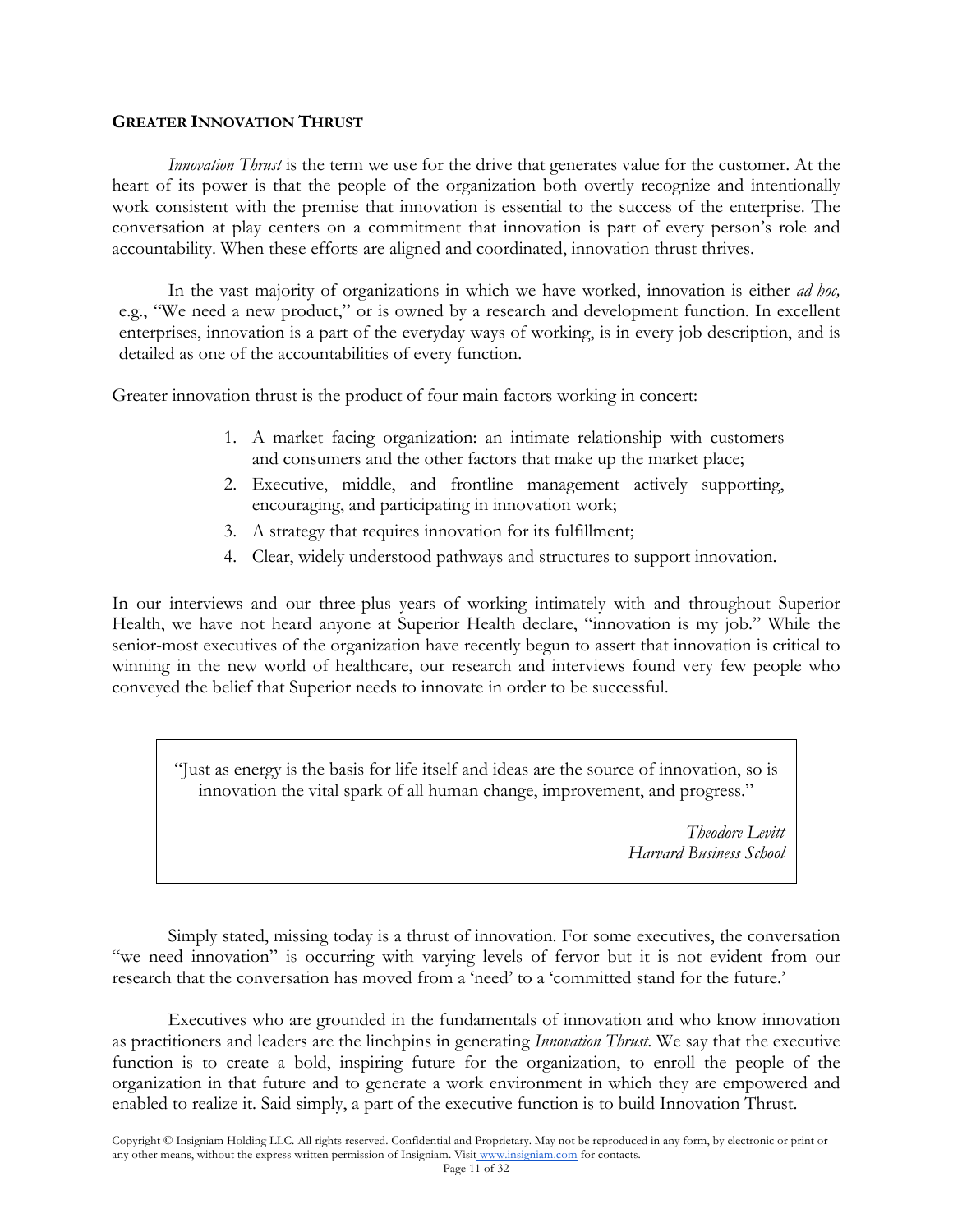**GREATER INNOVATION THRUST**

*Innovation Thrust* is the term we use for the drive that generates value for the customer. At the heart of its power is that the people of the organization both overtly recognize and intentionally work consistent with the premise that innovation is essential to the success of the enterprise. The conversation at play centers on a commitment that innovation is part of every person's role and accountability. When these efforts are aligned and coordinated, innovation thrust thrives.

In the vast majority of organizations in which we have worked, innovation is either *ad hoc,* e.g., "We need a new product," or is owned by a research and development function. In excellent enterprises, innovation is a part of the everyday ways of working, is in every job description, and is detailed as one of the accountabilities of every function.

Greater innovation thrust is the product of four main factors working in concert:

1. A market facing organization: an intimate relationship with customers and consumers and the other factors that make up the market place;
2. Executive, middle, and frontline management actively supporting, encouraging, and participating in innovation work;
3. A strategy that requires innovation for its fulfillment;
4. Clear, widely understood pathways and structures to support innovation.

In our interviews and our three-plus years of working intimately with and throughout Superior Health, we have not heard anyone at Superior Health declare, "innovation is my job." While the senior-most executives of the organization have recently begun to assert that innovation is critical to winning in the new world of healthcare, our research and interviews found very few people who conveyed the belief that Superior needs to innovate in order to be successful.

> "Just as energy is the basis for life itself and ideas are the source of innovation, so is innovation the vital spark of all human change, improvement, and progress."
>
> *Theodore Levitt*
> *Harvard Business School*

Simply stated, missing today is a thrust of innovation. For some executives, the conversation "we need innovation" is occurring with varying levels of fervor but it is not evident from our research that the conversation has moved from a 'need' to a 'committed stand for the future.'

Executives who are grounded in the fundamentals of innovation and who know innovation as practitioners and leaders are the linchpins in generating *Innovation Thrust*. We say that the executive function is to create a bold, inspiring future for the organization, to enroll the people of the organization in that future and to generate a work environment in which they are empowered and enabled to realize it. Said simply, a part of the executive function is to build Innovation Thrust.

Copyright © Insigniam Holding LLC. All rights reserved. Confidential and Proprietary. May not be reproduced in any form, by electronic or print or any other means, without the express written permission of Insigniam. Visit www.insigniam.com for contacts.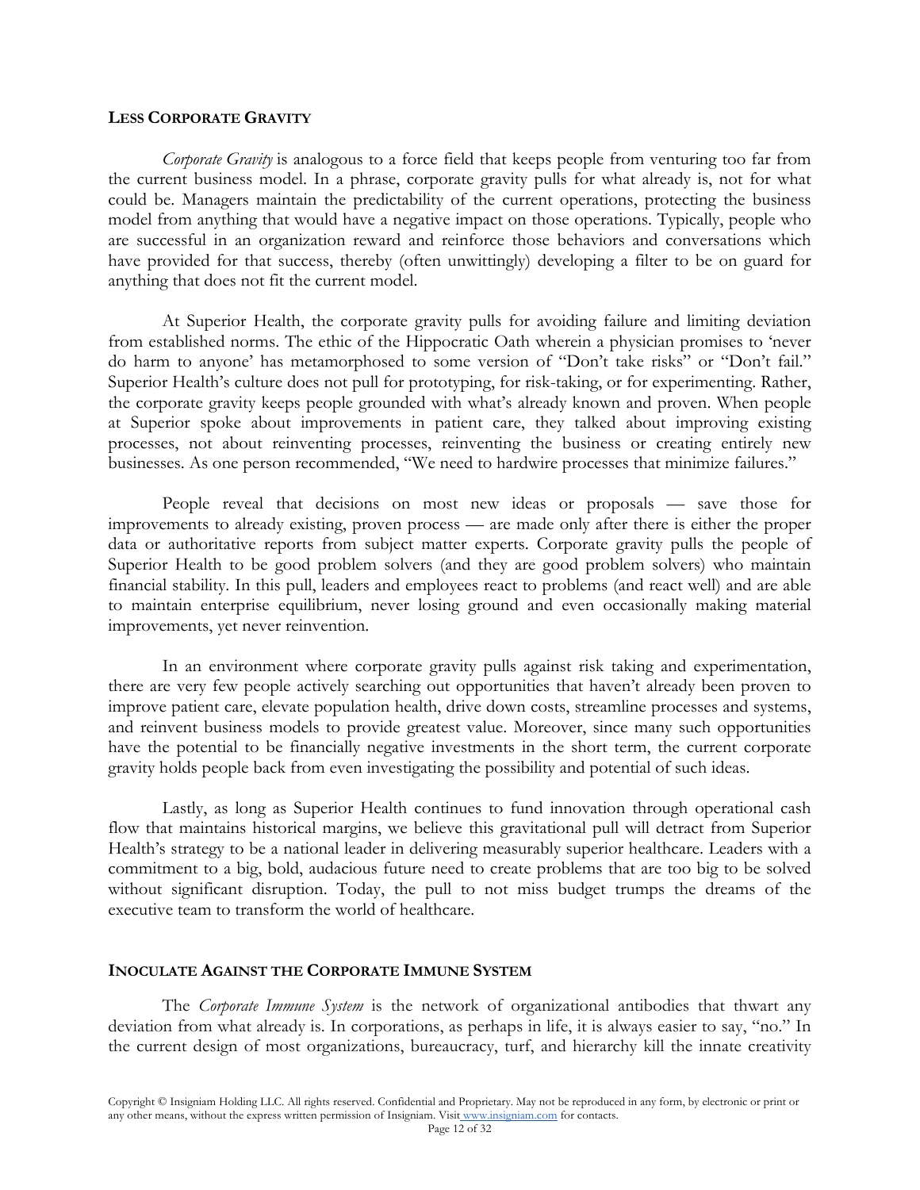## LESS CORPORATE GRAVITY

*Corporate Gravity* is analogous to a force field that keeps people from venturing too far from the current business model. In a phrase, corporate gravity pulls for what already is, not for what could be. Managers maintain the predictability of the current operations, protecting the business model from anything that would have a negative impact on those operations. Typically, people who are successful in an organization reward and reinforce those behaviors and conversations which have provided for that success, thereby (often unwittingly) developing a filter to be on guard for anything that does not fit the current model.

At Superior Health, the corporate gravity pulls for avoiding failure and limiting deviation from established norms. The ethic of the Hippocratic Oath wherein a physician promises to 'never do harm to anyone' has metamorphosed to some version of "Don't take risks" or "Don't fail." Superior Health's culture does not pull for prototyping, for risk-taking, or for experimenting. Rather, the corporate gravity keeps people grounded with what's already known and proven. When people at Superior spoke about improvements in patient care, they talked about improving existing processes, not about reinventing processes, reinventing the business or creating entirely new businesses. As one person recommended, "We need to hardwire processes that minimize failures."

People reveal that decisions on most new ideas or proposals — save those for improvements to already existing, proven process — are made only after there is either the proper data or authoritative reports from subject matter experts. Corporate gravity pulls the people of Superior Health to be good problem solvers (and they are good problem solvers) who maintain financial stability. In this pull, leaders and employees react to problems (and react well) and are able to maintain enterprise equilibrium, never losing ground and even occasionally making material improvements, yet never reinvention.

In an environment where corporate gravity pulls against risk taking and experimentation, there are very few people actively searching out opportunities that haven't already been proven to improve patient care, elevate population health, drive down costs, streamline processes and systems, and reinvent business models to provide greatest value. Moreover, since many such opportunities have the potential to be financially negative investments in the short term, the current corporate gravity holds people back from even investigating the possibility and potential of such ideas.

Lastly, as long as Superior Health continues to fund innovation through operational cash flow that maintains historical margins, we believe this gravitational pull will detract from Superior Health's strategy to be a national leader in delivering measurably superior healthcare. Leaders with a commitment to a big, bold, audacious future need to create problems that are too big to be solved without significant disruption. Today, the pull to not miss budget trumps the dreams of the executive team to transform the world of healthcare.

## INOCULATE AGAINST THE CORPORATE IMMUNE SYSTEM

The *Corporate Immune System* is the network of organizational antibodies that thwart any deviation from what already is. In corporations, as perhaps in life, it is always easier to say, "no." In the current design of most organizations, bureaucracy, turf, and hierarchy kill the innate creativity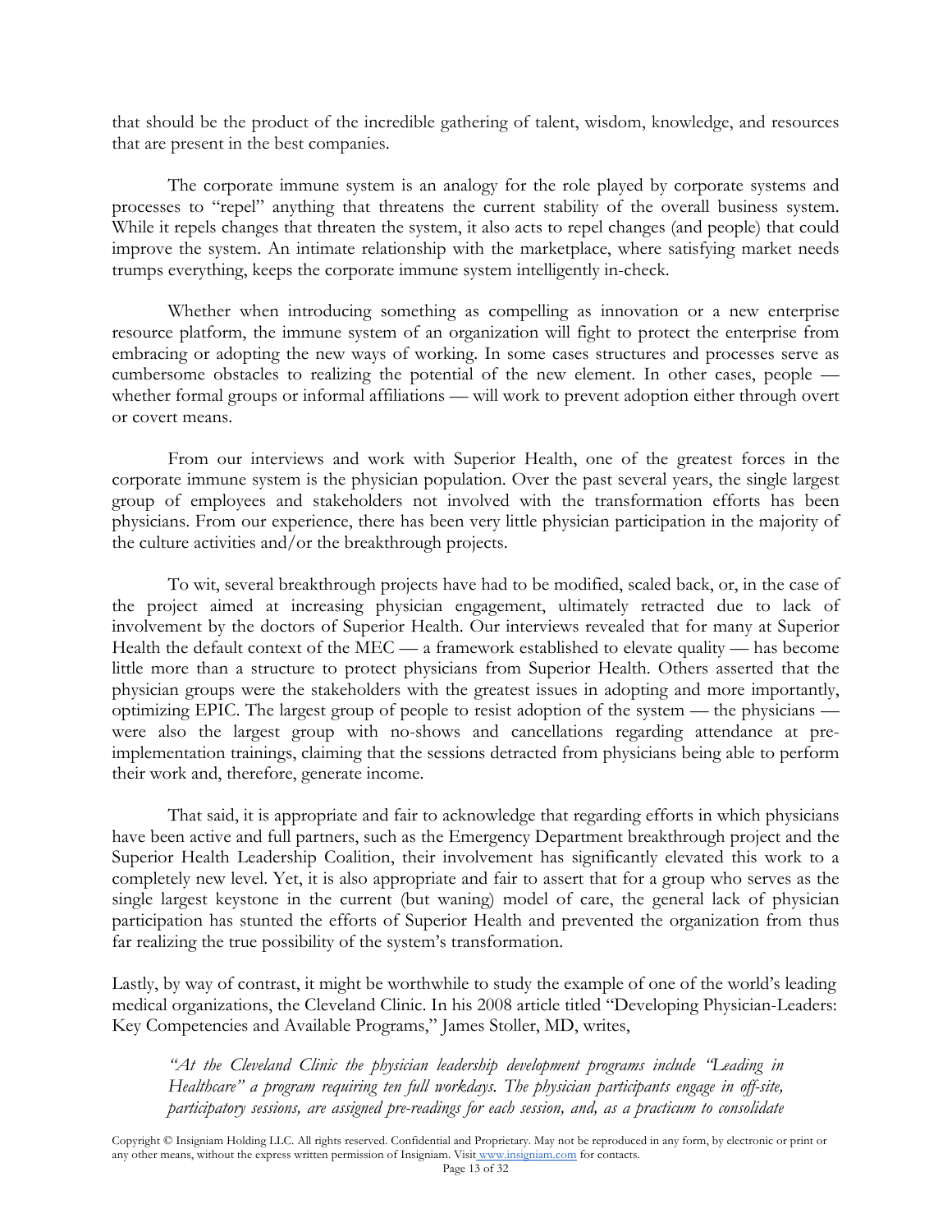that should be the product of the incredible gathering of talent, wisdom, knowledge, and resources that are present in the best companies.

The corporate immune system is an analogy for the role played by corporate systems and processes to "repel" anything that threatens the current stability of the overall business system. While it repels changes that threaten the system, it also acts to repel changes (and people) that could improve the system. An intimate relationship with the marketplace, where satisfying market needs trumps everything, keeps the corporate immune system intelligently in-check.

Whether when introducing something as compelling as innovation or a new enterprise resource platform, the immune system of an organization will fight to protect the enterprise from embracing or adopting the new ways of working. In some cases structures and processes serve as cumbersome obstacles to realizing the potential of the new element. In other cases, people — whether formal groups or informal affiliations — will work to prevent adoption either through overt or covert means.

From our interviews and work with Superior Health, one of the greatest forces in the corporate immune system is the physician population. Over the past several years, the single largest group of employees and stakeholders not involved with the transformation efforts has been physicians. From our experience, there has been very little physician participation in the majority of the culture activities and/or the breakthrough projects.

To wit, several breakthrough projects have had to be modified, scaled back, or, in the case of the project aimed at increasing physician engagement, ultimately retracted due to lack of involvement by the doctors of Superior Health. Our interviews revealed that for many at Superior Health the default context of the MEC — a framework established to elevate quality — has become little more than a structure to protect physicians from Superior Health. Others asserted that the physician groups were the stakeholders with the greatest issues in adopting and more importantly, optimizing EPIC. The largest group of people to resist adoption of the system — the physicians — were also the largest group with no-shows and cancellations regarding attendance at pre-implementation trainings, claiming that the sessions detracted from physicians being able to perform their work and, therefore, generate income.

That said, it is appropriate and fair to acknowledge that regarding efforts in which physicians have been active and full partners, such as the Emergency Department breakthrough project and the Superior Health Leadership Coalition, their involvement has significantly elevated this work to a completely new level. Yet, it is also appropriate and fair to assert that for a group who serves as the single largest keystone in the current (but waning) model of care, the general lack of physician participation has stunted the efforts of Superior Health and prevented the organization from thus far realizing the true possibility of the system's transformation.

Lastly, by way of contrast, it might be worthwhile to study the example of one of the world's leading medical organizations, the Cleveland Clinic. In his 2008 article titled "Developing Physician-Leaders: Key Competencies and Available Programs," James Stoller, MD, writes,

> *"At the Cleveland Clinic the physician leadership development programs include "Leading in Healthcare" a program requiring ten full workdays. The physician participants engage in off-site, participatory sessions, are assigned pre-readings for each session, and, as a practicum to consolidate*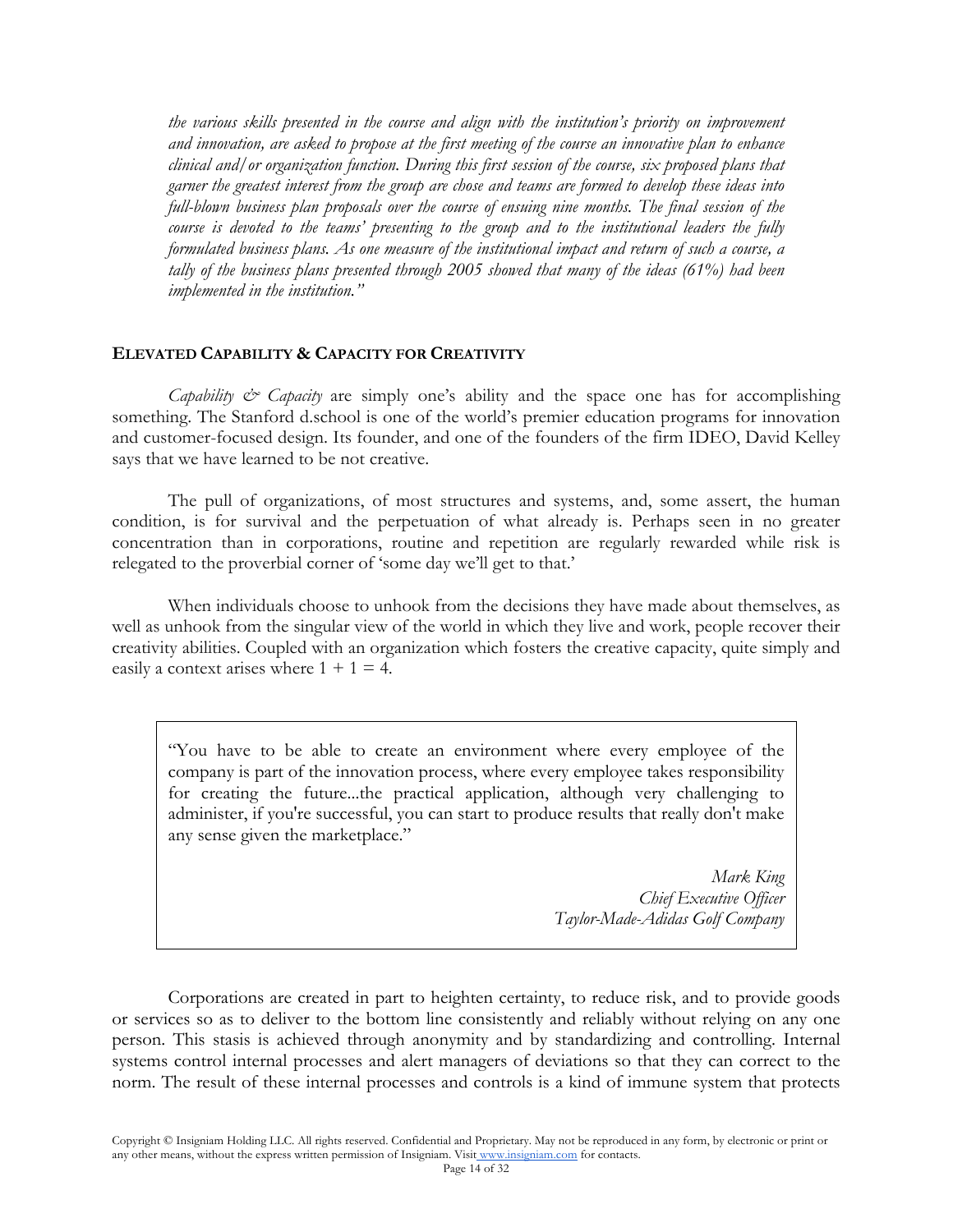*the various skills presented in the course and align with the institution's priority on improvement and innovation, are asked to propose at the first meeting of the course an innovative plan to enhance clinical and/or organization function. During this first session of the course, six proposed plans that garner the greatest interest from the group are chose and teams are formed to develop these ideas into full-blown business plan proposals over the course of ensuing nine months. The final session of the course is devoted to the teams' presenting to the group and to the institutional leaders the fully formulated business plans. As one measure of the institutional impact and return of such a course, a tally of the business plans presented through 2005 showed that many of the ideas (61%) had been implemented in the institution."*

## ELEVATED CAPABILITY & CAPACITY FOR CREATIVITY

*Capability & Capacity* are simply one's ability and the space one has for accomplishing something. The Stanford d.school is one of the world's premier education programs for innovation and customer-focused design. Its founder, and one of the founders of the firm IDEO, David Kelley says that we have learned to be not creative.

The pull of organizations, of most structures and systems, and, some assert, the human condition, is for survival and the perpetuation of what already is. Perhaps seen in no greater concentration than in corporations, routine and repetition are regularly rewarded while risk is relegated to the proverbial corner of 'some day we'll get to that.'

When individuals choose to unhook from the decisions they have made about themselves, as well as unhook from the singular view of the world in which they live and work, people recover their creativity abilities. Coupled with an organization which fosters the creative capacity, quite simply and easily a context arises where 1 + 1 = 4.

> "You have to be able to create an environment where every employee of the company is part of the innovation process, where every employee takes responsibility for creating the future...the practical application, although very challenging to administer, if you're successful, you can start to produce results that really don't make any sense given the marketplace."
>
> *Mark King*
> *Chief Executive Officer*
> *Taylor-Made-Adidas Golf Company*

Corporations are created in part to heighten certainty, to reduce risk, and to provide goods or services so as to deliver to the bottom line consistently and reliably without relying on any one person. This stasis is achieved through anonymity and by standardizing and controlling. Internal systems control internal processes and alert managers of deviations so that they can correct to the norm. The result of these internal processes and controls is a kind of immune system that protects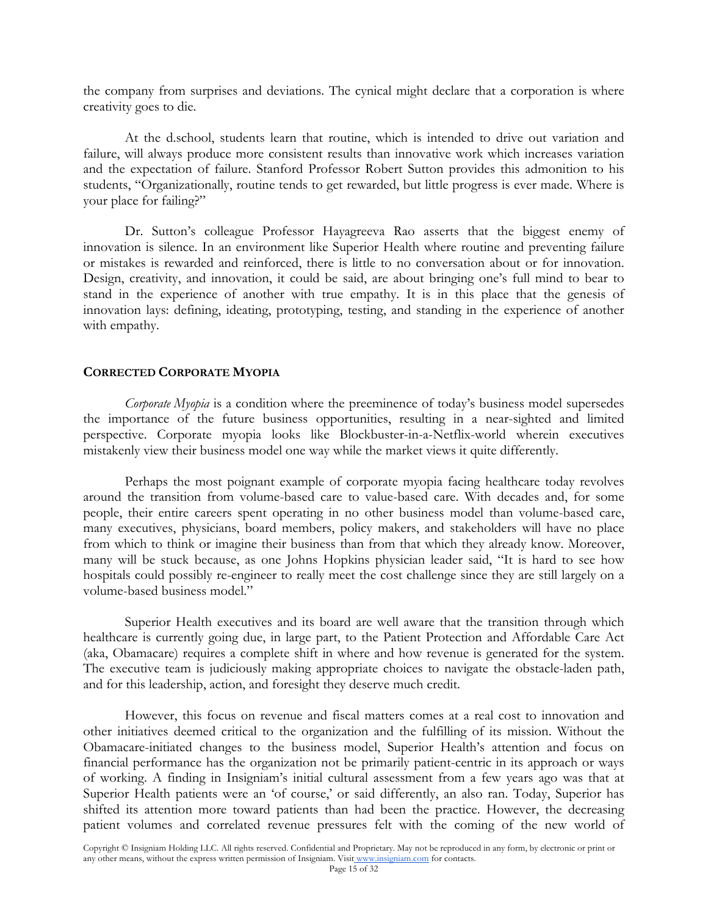the company from surprises and deviations. The cynical might declare that a corporation is where creativity goes to die.

At the d.school, students learn that routine, which is intended to drive out variation and failure, will always produce more consistent results than innovative work which increases variation and the expectation of failure. Stanford Professor Robert Sutton provides this admonition to his students, "Organizationally, routine tends to get rewarded, but little progress is ever made. Where is your place for failing?"

Dr. Sutton's colleague Professor Hayagreeva Rao asserts that the biggest enemy of innovation is silence. In an environment like Superior Health where routine and preventing failure or mistakes is rewarded and reinforced, there is little to no conversation about or for innovation. Design, creativity, and innovation, it could be said, are about bringing one's full mind to bear to stand in the experience of another with true empathy. It is in this place that the genesis of innovation lays: defining, ideating, prototyping, testing, and standing in the experience of another with empathy.

## CORRECTED CORPORATE MYOPIA

*Corporate Myopia* is a condition where the preeminence of today's business model supersedes the importance of the future business opportunities, resulting in a near-sighted and limited perspective. Corporate myopia looks like Blockbuster-in-a-Netflix-world wherein executives mistakenly view their business model one way while the market views it quite differently.

Perhaps the most poignant example of corporate myopia facing healthcare today revolves around the transition from volume-based care to value-based care. With decades and, for some people, their entire careers spent operating in no other business model than volume-based care, many executives, physicians, board members, policy makers, and stakeholders will have no place from which to think or imagine their business than from that which they already know. Moreover, many will be stuck because, as one Johns Hopkins physician leader said, "It is hard to see how hospitals could possibly re-engineer to really meet the cost challenge since they are still largely on a volume-based business model."

Superior Health executives and its board are well aware that the transition through which healthcare is currently going due, in large part, to the Patient Protection and Affordable Care Act (aka, Obamacare) requires a complete shift in where and how revenue is generated for the system. The executive team is judiciously making appropriate choices to navigate the obstacle-laden path, and for this leadership, action, and foresight they deserve much credit.

However, this focus on revenue and fiscal matters comes at a real cost to innovation and other initiatives deemed critical to the organization and the fulfilling of its mission. Without the Obamacare-initiated changes to the business model, Superior Health's attention and focus on financial performance has the organization not be primarily patient-centric in its approach or ways of working. A finding in Insigniam's initial cultural assessment from a few years ago was that at Superior Health patients were an 'of course,' or said differently, an also ran. Today, Superior has shifted its attention more toward patients than had been the practice. However, the decreasing patient volumes and correlated revenue pressures felt with the coming of the new world of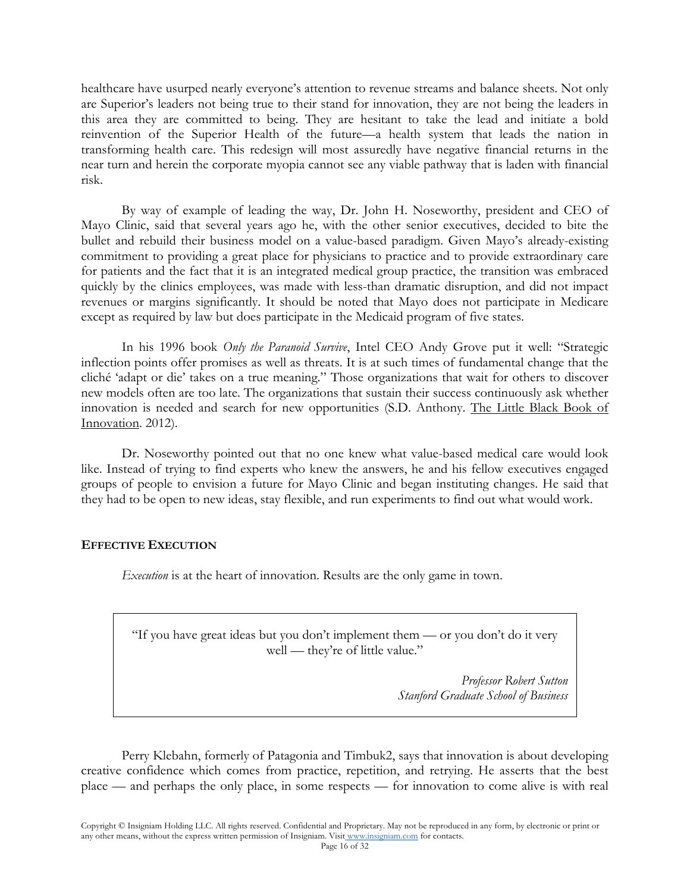healthcare have usurped nearly everyone's attention to revenue streams and balance sheets. Not only are Superior's leaders not being true to their stand for innovation, they are not being the leaders in this area they are committed to being. They are hesitant to take the lead and initiate a bold reinvention of the Superior Health of the future—a health system that leads the nation in transforming health care. This redesign will most assuredly have negative financial returns in the near turn and herein the corporate myopia cannot see any viable pathway that is laden with financial risk.

By way of example of leading the way, Dr. John H. Noseworthy, president and CEO of Mayo Clinic, said that several years ago he, with the other senior executives, decided to bite the bullet and rebuild their business model on a value-based paradigm. Given Mayo's already-existing commitment to providing a great place for physicians to practice and to provide extraordinary care for patients and the fact that it is an integrated medical group practice, the transition was embraced quickly by the clinics employees, was made with less-than dramatic disruption, and did not impact revenues or margins significantly. It should be noted that Mayo does not participate in Medicare except as required by law but does participate in the Medicaid program of five states.

In his 1996 book *Only the Paranoid Survive*, Intel CEO Andy Grove put it well: "Strategic inflection points offer promises as well as threats. It is at such times of fundamental change that the cliché 'adapt or die' takes on a true meaning." Those organizations that wait for others to discover new models often are too late. The organizations that sustain their success continuously ask whether innovation is needed and search for new opportunities (S.D. Anthony. The Little Black Book of Innovation. 2012).

Dr. Noseworthy pointed out that no one knew what value-based medical care would look like. Instead of trying to find experts who knew the answers, he and his fellow executives engaged groups of people to envision a future for Mayo Clinic and began instituting changes. He said that they had to be open to new ideas, stay flexible, and run experiments to find out what would work.

## EFFECTIVE EXECUTION

*Execution* is at the heart of innovation. Results are the only game in town.

> "If you have great ideas but you don't implement them — or you don't do it very well — they're of little value."
>
> *Professor Robert Sutton*
> *Stanford Graduate School of Business*

Perry Klebahn, formerly of Patagonia and Timbuk2, says that innovation is about developing creative confidence which comes from practice, repetition, and retrying. He asserts that the best place — and perhaps the only place, in some respects — for innovation to come alive is with real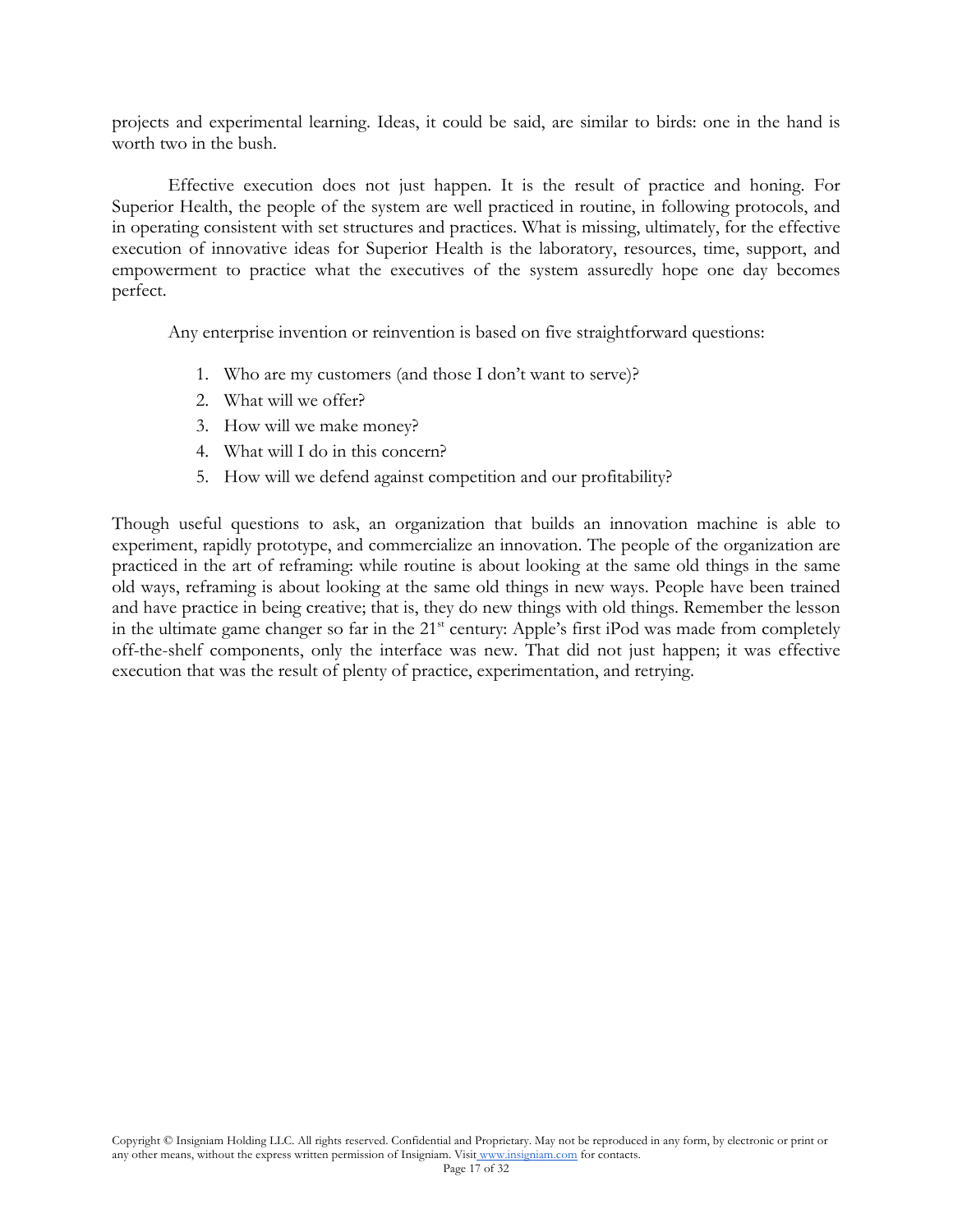projects and experimental learning. Ideas, it could be said, are similar to birds: one in the hand is worth two in the bush.

Effective execution does not just happen. It is the result of practice and honing. For Superior Health, the people of the system are well practiced in routine, in following protocols, and in operating consistent with set structures and practices. What is missing, ultimately, for the effective execution of innovative ideas for Superior Health is the laboratory, resources, time, support, and empowerment to practice what the executives of the system assuredly hope one day becomes perfect.

Any enterprise invention or reinvention is based on five straightforward questions:

1. Who are my customers (and those I don't want to serve)?
2. What will we offer?
3. How will we make money?
4. What will I do in this concern?
5. How will we defend against competition and our profitability?

Though useful questions to ask, an organization that builds an innovation machine is able to experiment, rapidly prototype, and commercialize an innovation. The people of the organization are practiced in the art of reframing: while routine is about looking at the same old things in the same old ways, reframing is about looking at the same old things in new ways. People have been trained and have practice in being creative; that is, they do new things with old things. Remember the lesson in the ultimate game changer so far in the 21st century: Apple's first iPod was made from completely off-the-shelf components, only the interface was new. That did not just happen; it was effective execution that was the result of plenty of practice, experimentation, and retrying.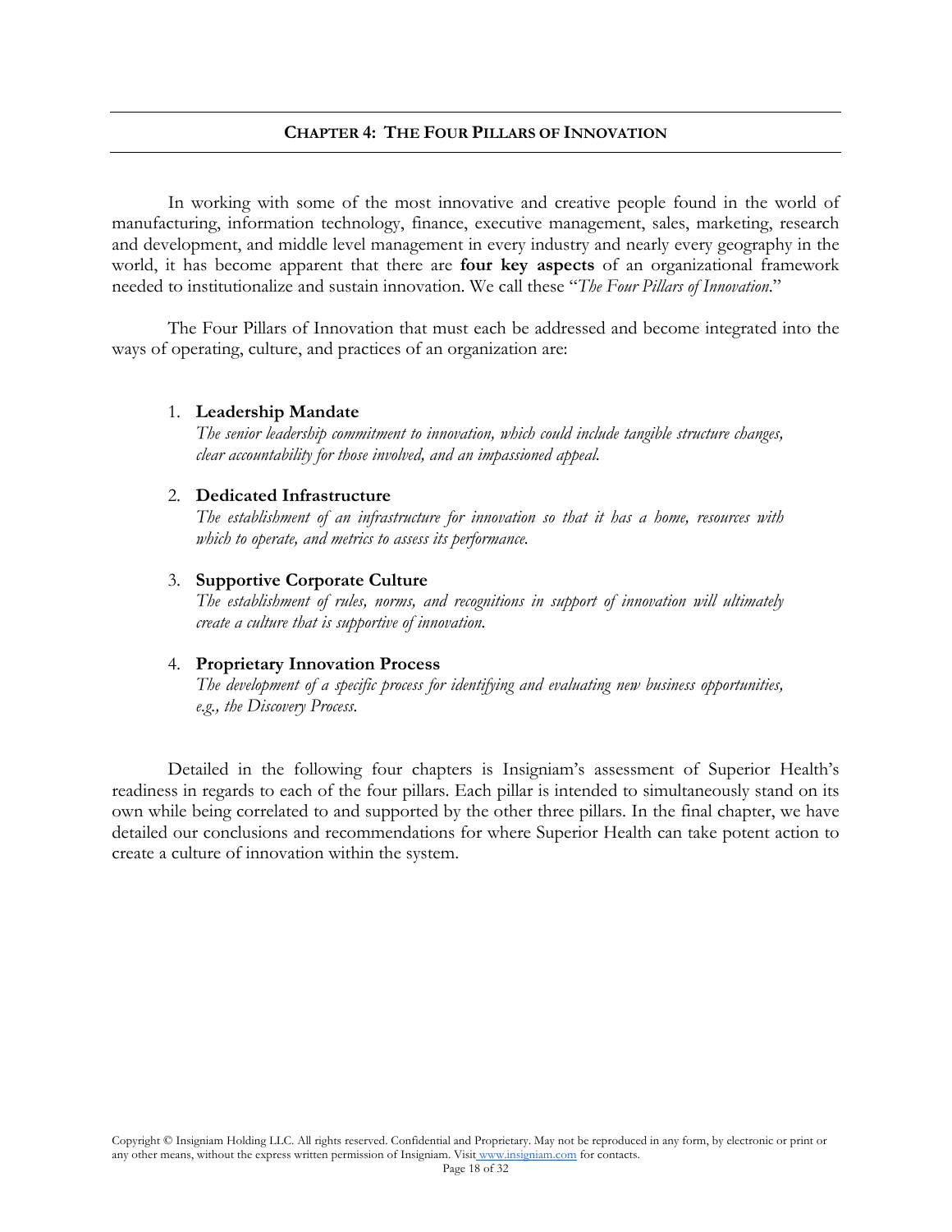## CHAPTER 4: THE FOUR PILLARS OF INNOVATION

In working with some of the most innovative and creative people found in the world of manufacturing, information technology, finance, executive management, sales, marketing, research and development, and middle level management in every industry and nearly every geography in the world, it has become apparent that there are **four key aspects** of an organizational framework needed to institutionalize and sustain innovation. We call these "*The Four Pillars of Innovation*."

The Four Pillars of Innovation that must each be addressed and become integrated into the ways of operating, culture, and practices of an organization are:

1. **Leadership Mandate**
   *The senior leadership commitment to innovation, which could include tangible structure changes, clear accountability for those involved, and an impassioned appeal.*

2. **Dedicated Infrastructure**
   *The establishment of an infrastructure for innovation so that it has a home, resources with which to operate, and metrics to assess its performance.*

3. **Supportive Corporate Culture**
   *The establishment of rules, norms, and recognitions in support of innovation will ultimately create a culture that is supportive of innovation.*

4. **Proprietary Innovation Process**
   *The development of a specific process for identifying and evaluating new business opportunities, e.g., the Discovery Process.*

Detailed in the following four chapters is Insigniam's assessment of Superior Health's readiness in regards to each of the four pillars. Each pillar is intended to simultaneously stand on its own while being correlated to and supported by the other three pillars. In the final chapter, we have detailed our conclusions and recommendations for where Superior Health can take potent action to create a culture of innovation within the system.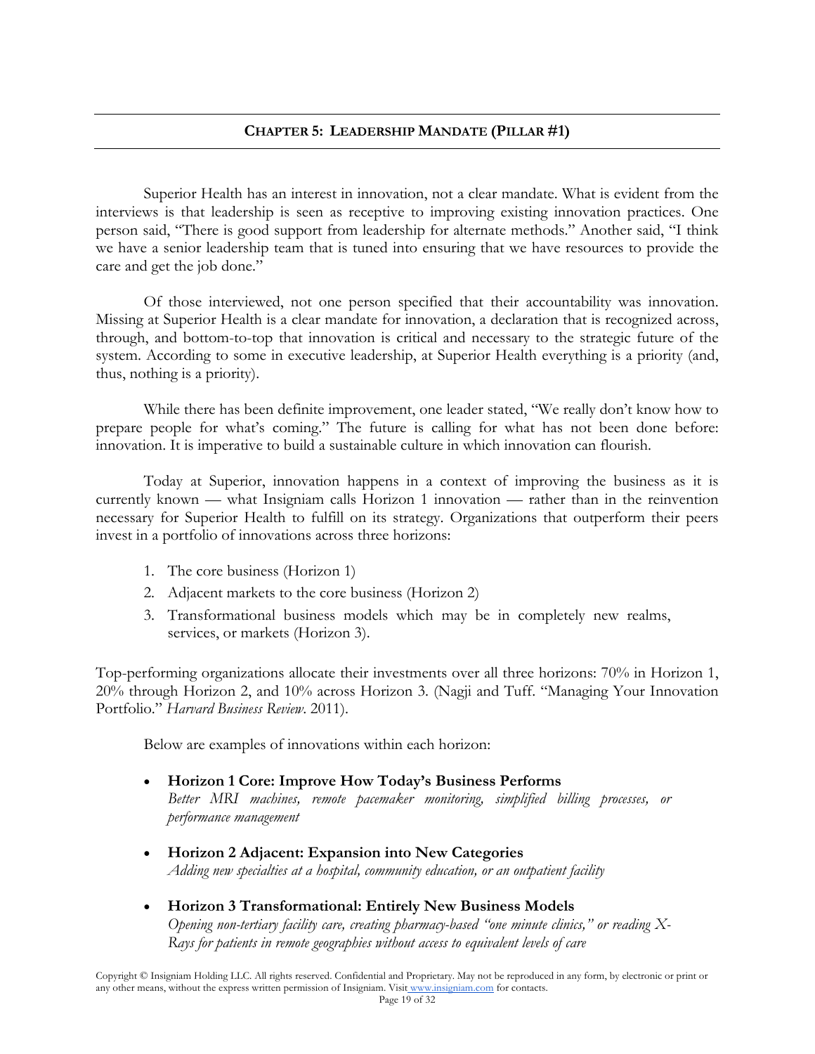## CHAPTER 5: LEADERSHIP MANDATE (PILLAR #1)

Superior Health has an interest in innovation, not a clear mandate. What is evident from the interviews is that leadership is seen as receptive to improving existing innovation practices. One person said, "There is good support from leadership for alternate methods." Another said, "I think we have a senior leadership team that is tuned into ensuring that we have resources to provide the care and get the job done."

Of those interviewed, not one person specified that their accountability was innovation. Missing at Superior Health is a clear mandate for innovation, a declaration that is recognized across, through, and bottom-to-top that innovation is critical and necessary to the strategic future of the system. According to some in executive leadership, at Superior Health everything is a priority (and, thus, nothing is a priority).

While there has been definite improvement, one leader stated, "We really don't know how to prepare people for what's coming." The future is calling for what has not been done before: innovation. It is imperative to build a sustainable culture in which innovation can flourish.

Today at Superior, innovation happens in a context of improving the business as it is currently known — what Insigniam calls Horizon 1 innovation — rather than in the reinvention necessary for Superior Health to fulfill on its strategy. Organizations that outperform their peers invest in a portfolio of innovations across three horizons:

1. The core business (Horizon 1)
2. Adjacent markets to the core business (Horizon 2)
3. Transformational business models which may be in completely new realms, services, or markets (Horizon 3).

Top-performing organizations allocate their investments over all three horizons: 70% in Horizon 1, 20% through Horizon 2, and 10% across Horizon 3. (Nagji and Tuff. "Managing Your Innovation Portfolio." *Harvard Business Review*. 2011).

Below are examples of innovations within each horizon:

- **Horizon 1 Core: Improve How Today's Business Performs**
  *Better MRI machines, remote pacemaker monitoring, simplified billing processes, or performance management*

- **Horizon 2 Adjacent: Expansion into New Categories**
  *Adding new specialties at a hospital, community education, or an outpatient facility*

- **Horizon 3 Transformational: Entirely New Business Models**
  *Opening non-tertiary facility care, creating pharmacy-based "one minute clinics," or reading X-Rays for patients in remote geographies without access to equivalent levels of care*

Copyright © Insigniam Holding LLC. All rights reserved. Confidential and Proprietary. May not be reproduced in any form, by electronic or print or any other means, without the express written permission of Insigniam. Visit www.insigniam.com for contacts.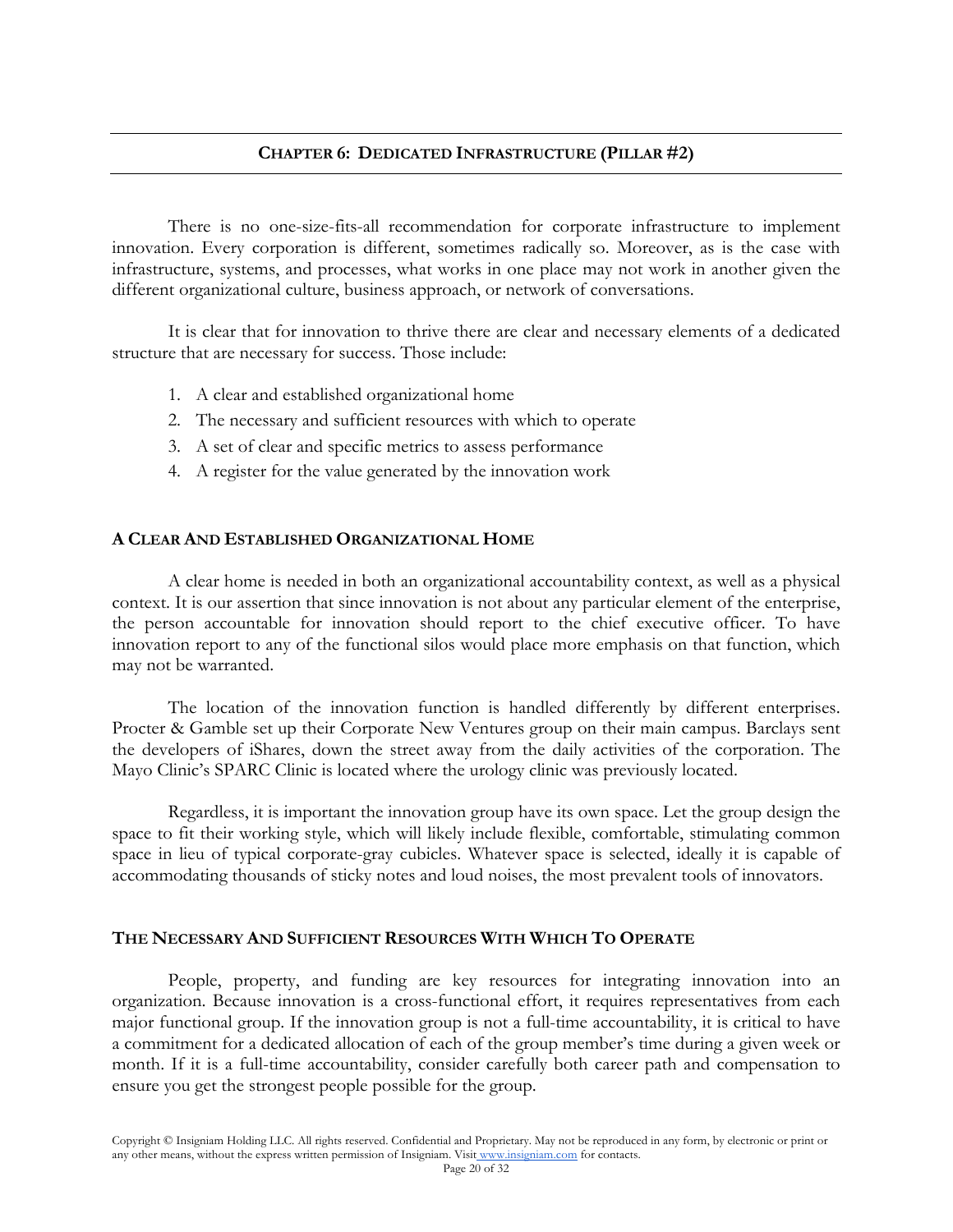## CHAPTER 6: DEDICATED INFRASTRUCTURE (PILLAR #2)

There is no one-size-fits-all recommendation for corporate infrastructure to implement innovation. Every corporation is different, sometimes radically so. Moreover, as is the case with infrastructure, systems, and processes, what works in one place may not work in another given the different organizational culture, business approach, or network of conversations.

It is clear that for innovation to thrive there are clear and necessary elements of a dedicated structure that are necessary for success. Those include:

1. A clear and established organizational home
2. The necessary and sufficient resources with which to operate
3. A set of clear and specific metrics to assess performance
4. A register for the value generated by the innovation work

### A CLEAR AND ESTABLISHED ORGANIZATIONAL HOME

A clear home is needed in both an organizational accountability context, as well as a physical context. It is our assertion that since innovation is not about any particular element of the enterprise, the person accountable for innovation should report to the chief executive officer. To have innovation report to any of the functional silos would place more emphasis on that function, which may not be warranted.

The location of the innovation function is handled differently by different enterprises. Procter & Gamble set up their Corporate New Ventures group on their main campus. Barclays sent the developers of iShares, down the street away from the daily activities of the corporation. The Mayo Clinic's SPARC Clinic is located where the urology clinic was previously located.

Regardless, it is important the innovation group have its own space. Let the group design the space to fit their working style, which will likely include flexible, comfortable, stimulating common space in lieu of typical corporate-gray cubicles. Whatever space is selected, ideally it is capable of accommodating thousands of sticky notes and loud noises, the most prevalent tools of innovators.

### THE NECESSARY AND SUFFICIENT RESOURCES WITH WHICH TO OPERATE

People, property, and funding are key resources for integrating innovation into an organization. Because innovation is a cross-functional effort, it requires representatives from each major functional group. If the innovation group is not a full-time accountability, it is critical to have a commitment for a dedicated allocation of each of the group member's time during a given week or month. If it is a full-time accountability, consider carefully both career path and compensation to ensure you get the strongest people possible for the group.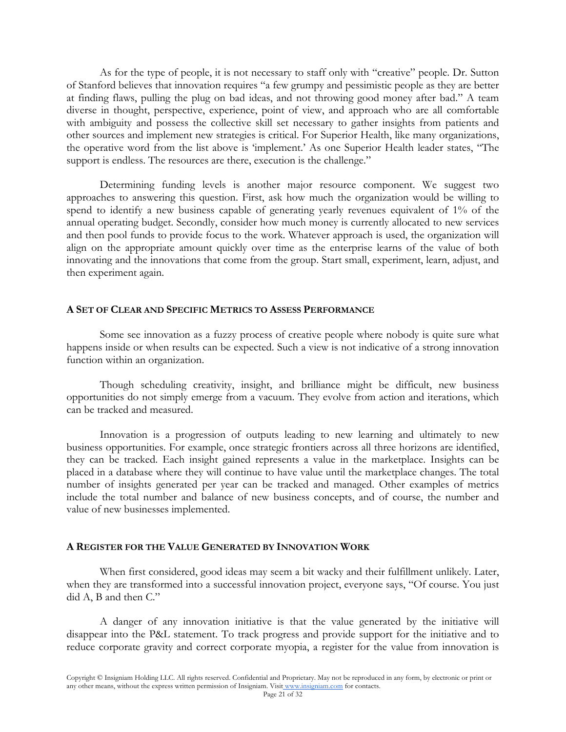As for the type of people, it is not necessary to staff only with "creative" people. Dr. Sutton of Stanford believes that innovation requires "a few grumpy and pessimistic people as they are better at finding flaws, pulling the plug on bad ideas, and not throwing good money after bad." A team diverse in thought, perspective, experience, point of view, and approach who are all comfortable with ambiguity and possess the collective skill set necessary to gather insights from patients and other sources and implement new strategies is critical. For Superior Health, like many organizations, the operative word from the list above is 'implement.' As one Superior Health leader states, "The support is endless. The resources are there, execution is the challenge."

Determining funding levels is another major resource component. We suggest two approaches to answering this question. First, ask how much the organization would be willing to spend to identify a new business capable of generating yearly revenues equivalent of 1% of the annual operating budget. Secondly, consider how much money is currently allocated to new services and then pool funds to provide focus to the work. Whatever approach is used, the organization will align on the appropriate amount quickly over time as the enterprise learns of the value of both innovating and the innovations that come from the group. Start small, experiment, learn, adjust, and then experiment again.

## A SET OF CLEAR AND SPECIFIC METRICS TO ASSESS PERFORMANCE

Some see innovation as a fuzzy process of creative people where nobody is quite sure what happens inside or when results can be expected. Such a view is not indicative of a strong innovation function within an organization.

Though scheduling creativity, insight, and brilliance might be difficult, new business opportunities do not simply emerge from a vacuum. They evolve from action and iterations, which can be tracked and measured.

Innovation is a progression of outputs leading to new learning and ultimately to new business opportunities. For example, once strategic frontiers across all three horizons are identified, they can be tracked. Each insight gained represents a value in the marketplace. Insights can be placed in a database where they will continue to have value until the marketplace changes. The total number of insights generated per year can be tracked and managed. Other examples of metrics include the total number and balance of new business concepts, and of course, the number and value of new businesses implemented.

## A REGISTER FOR THE VALUE GENERATED BY INNOVATION WORK

When first considered, good ideas may seem a bit wacky and their fulfillment unlikely. Later, when they are transformed into a successful innovation project, everyone says, "Of course. You just did A, B and then C."

A danger of any innovation initiative is that the value generated by the initiative will disappear into the P&L statement. To track progress and provide support for the initiative and to reduce corporate gravity and correct corporate myopia, a register for the value from innovation is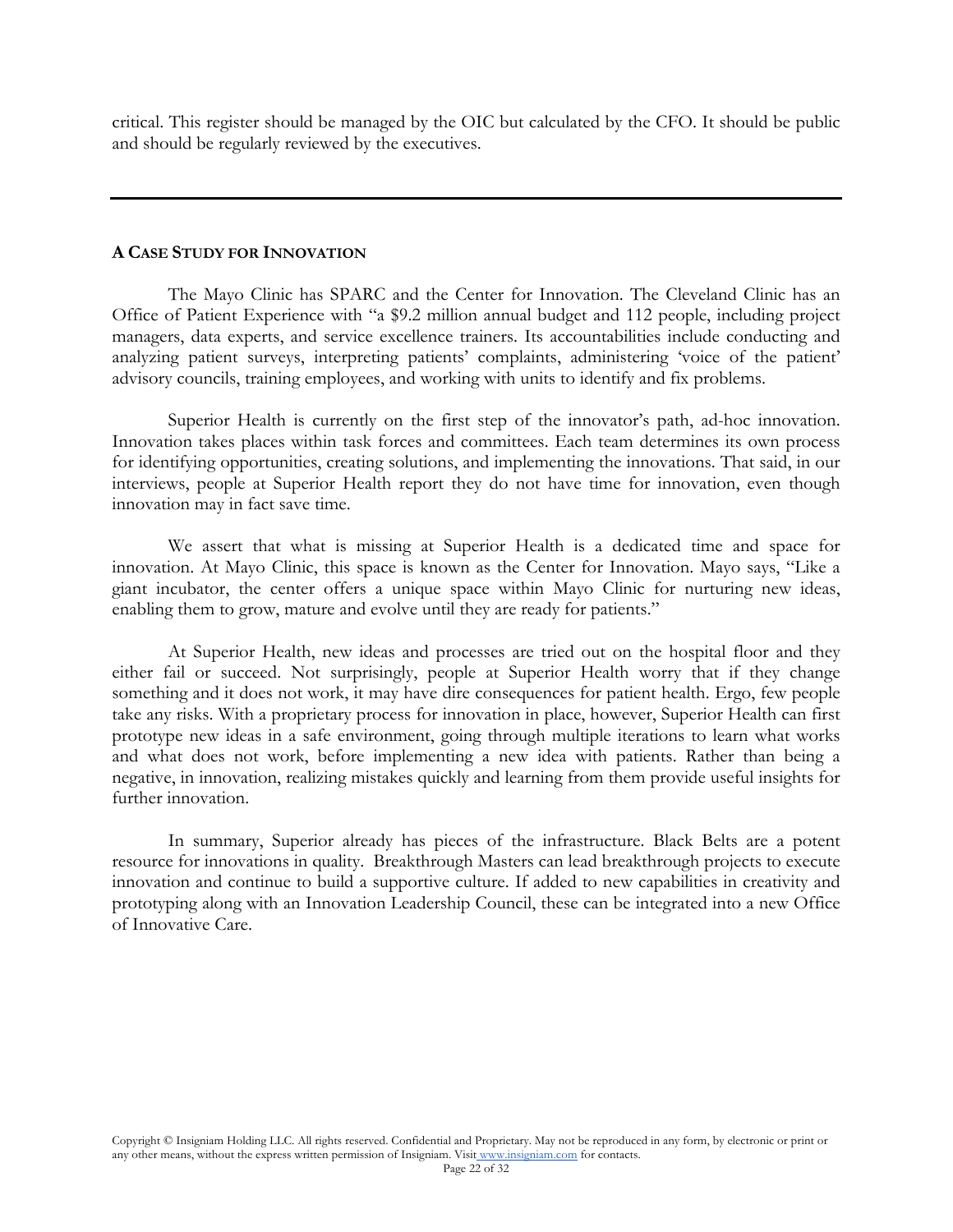critical. This register should be managed by the OIC but calculated by the CFO. It should be public and should be regularly reviewed by the executives.

---

## A CASE STUDY FOR INNOVATION

The Mayo Clinic has SPARC and the Center for Innovation. The Cleveland Clinic has an Office of Patient Experience with "a $9.2 million annual budget and 112 people, including project managers, data experts, and service excellence trainers. Its accountabilities include conducting and analyzing patient surveys, interpreting patients' complaints, administering 'voice of the patient' advisory councils, training employees, and working with units to identify and fix problems.

Superior Health is currently on the first step of the innovator's path, ad-hoc innovation. Innovation takes places within task forces and committees. Each team determines its own process for identifying opportunities, creating solutions, and implementing the innovations. That said, in our interviews, people at Superior Health report they do not have time for innovation, even though innovation may in fact save time.

We assert that what is missing at Superior Health is a dedicated time and space for innovation. At Mayo Clinic, this space is known as the Center for Innovation. Mayo says, "Like a giant incubator, the center offers a unique space within Mayo Clinic for nurturing new ideas, enabling them to grow, mature and evolve until they are ready for patients."

At Superior Health, new ideas and processes are tried out on the hospital floor and they either fail or succeed. Not surprisingly, people at Superior Health worry that if they change something and it does not work, it may have dire consequences for patient health. Ergo, few people take any risks. With a proprietary process for innovation in place, however, Superior Health can first prototype new ideas in a safe environment, going through multiple iterations to learn what works and what does not work, before implementing a new idea with patients. Rather than being a negative, in innovation, realizing mistakes quickly and learning from them provide useful insights for further innovation.

In summary, Superior already has pieces of the infrastructure. Black Belts are a potent resource for innovations in quality. Breakthrough Masters can lead breakthrough projects to execute innovation and continue to build a supportive culture. If added to new capabilities in creativity and prototyping along with an Innovation Leadership Council, these can be integrated into a new Office of Innovative Care.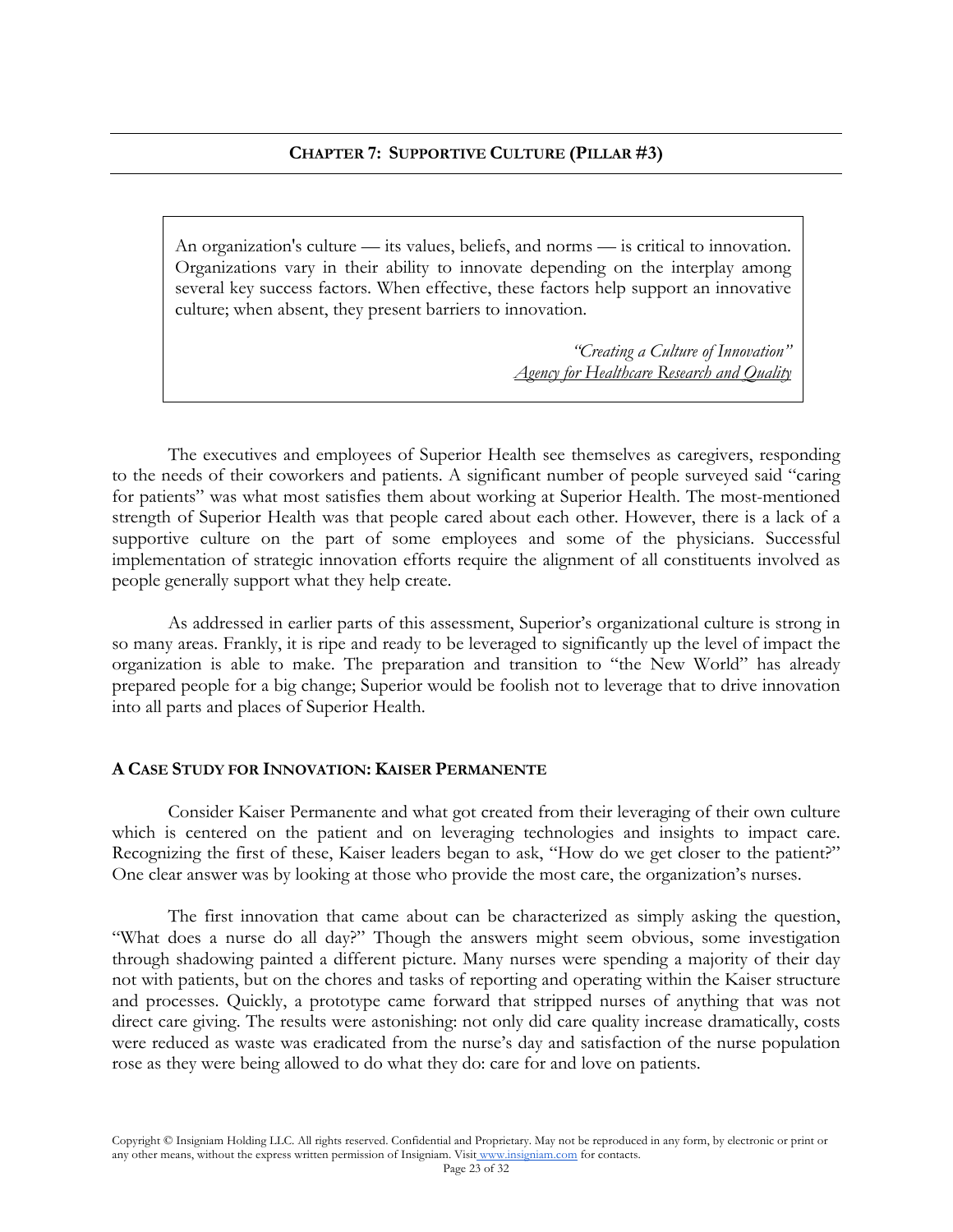## CHAPTER 7: SUPPORTIVE CULTURE (PILLAR #3)

> An organization's culture — its values, beliefs, and norms — is critical to innovation. Organizations vary in their ability to innovate depending on the interplay among several key success factors. When effective, these factors help support an innovative culture; when absent, they present barriers to innovation.
>
> *"Creating a Culture of Innovation"*
> *Agency for Healthcare Research and Quality*

The executives and employees of Superior Health see themselves as caregivers, responding to the needs of their coworkers and patients. A significant number of people surveyed said "caring for patients" was what most satisfies them about working at Superior Health. The most-mentioned strength of Superior Health was that people cared about each other. However, there is a lack of a supportive culture on the part of some employees and some of the physicians. Successful implementation of strategic innovation efforts require the alignment of all constituents involved as people generally support what they help create.

As addressed in earlier parts of this assessment, Superior's organizational culture is strong in so many areas. Frankly, it is ripe and ready to be leveraged to significantly up the level of impact the organization is able to make. The preparation and transition to "the New World" has already prepared people for a big change; Superior would be foolish not to leverage that to drive innovation into all parts and places of Superior Health.

### A CASE STUDY FOR INNOVATION: KAISER PERMANENTE

Consider Kaiser Permanente and what got created from their leveraging of their own culture which is centered on the patient and on leveraging technologies and insights to impact care. Recognizing the first of these, Kaiser leaders began to ask, "How do we get closer to the patient?" One clear answer was by looking at those who provide the most care, the organization's nurses.

The first innovation that came about can be characterized as simply asking the question, "What does a nurse do all day?" Though the answers might seem obvious, some investigation through shadowing painted a different picture. Many nurses were spending a majority of their day not with patients, but on the chores and tasks of reporting and operating within the Kaiser structure and processes. Quickly, a prototype came forward that stripped nurses of anything that was not direct care giving. The results were astonishing: not only did care quality increase dramatically, costs were reduced as waste was eradicated from the nurse's day and satisfaction of the nurse population rose as they were being allowed to do what they do: care for and love on patients.

Copyright © Insigniam Holding LLC. All rights reserved. Confidential and Proprietary. May not be reproduced in any form, by electronic or print or any other means, without the express written permission of Insigniam. Visit www.insigniam.com for contacts.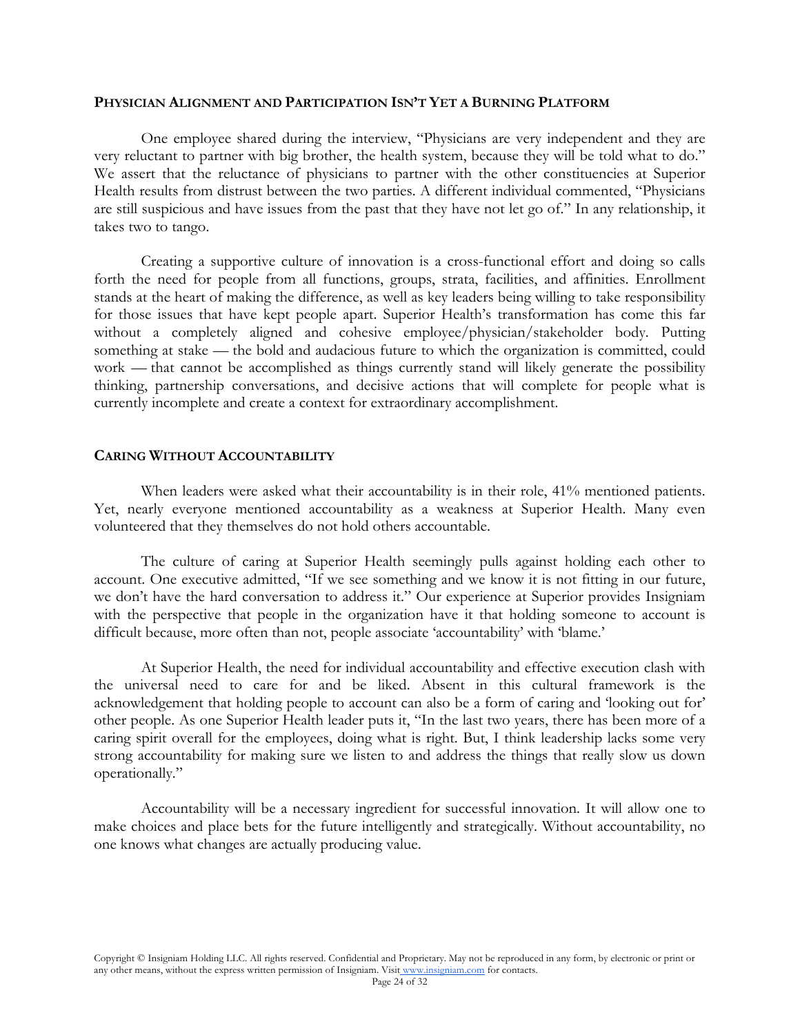## PHYSICIAN ALIGNMENT AND PARTICIPATION ISN'T YET A BURNING PLATFORM

One employee shared during the interview, "Physicians are very independent and they are very reluctant to partner with big brother, the health system, because they will be told what to do." We assert that the reluctance of physicians to partner with the other constituencies at Superior Health results from distrust between the two parties. A different individual commented, "Physicians are still suspicious and have issues from the past that they have not let go of." In any relationship, it takes two to tango.

Creating a supportive culture of innovation is a cross-functional effort and doing so calls forth the need for people from all functions, groups, strata, facilities, and affinities. Enrollment stands at the heart of making the difference, as well as key leaders being willing to take responsibility for those issues that have kept people apart. Superior Health's transformation has come this far without a completely aligned and cohesive employee/physician/stakeholder body. Putting something at stake — the bold and audacious future to which the organization is committed, could work — that cannot be accomplished as things currently stand will likely generate the possibility thinking, partnership conversations, and decisive actions that will complete for people what is currently incomplete and create a context for extraordinary accomplishment.

## CARING WITHOUT ACCOUNTABILITY

When leaders were asked what their accountability is in their role, 41% mentioned patients. Yet, nearly everyone mentioned accountability as a weakness at Superior Health. Many even volunteered that they themselves do not hold others accountable.

The culture of caring at Superior Health seemingly pulls against holding each other to account. One executive admitted, "If we see something and we know it is not fitting in our future, we don't have the hard conversation to address it." Our experience at Superior provides Insigniam with the perspective that people in the organization have it that holding someone to account is difficult because, more often than not, people associate 'accountability' with 'blame.'

At Superior Health, the need for individual accountability and effective execution clash with the universal need to care for and be liked. Absent in this cultural framework is the acknowledgement that holding people to account can also be a form of caring and 'looking out for' other people. As one Superior Health leader puts it, "In the last two years, there has been more of a caring spirit overall for the employees, doing what is right. But, I think leadership lacks some very strong accountability for making sure we listen to and address the things that really slow us down operationally."

Accountability will be a necessary ingredient for successful innovation. It will allow one to make choices and place bets for the future intelligently and strategically. Without accountability, no one knows what changes are actually producing value.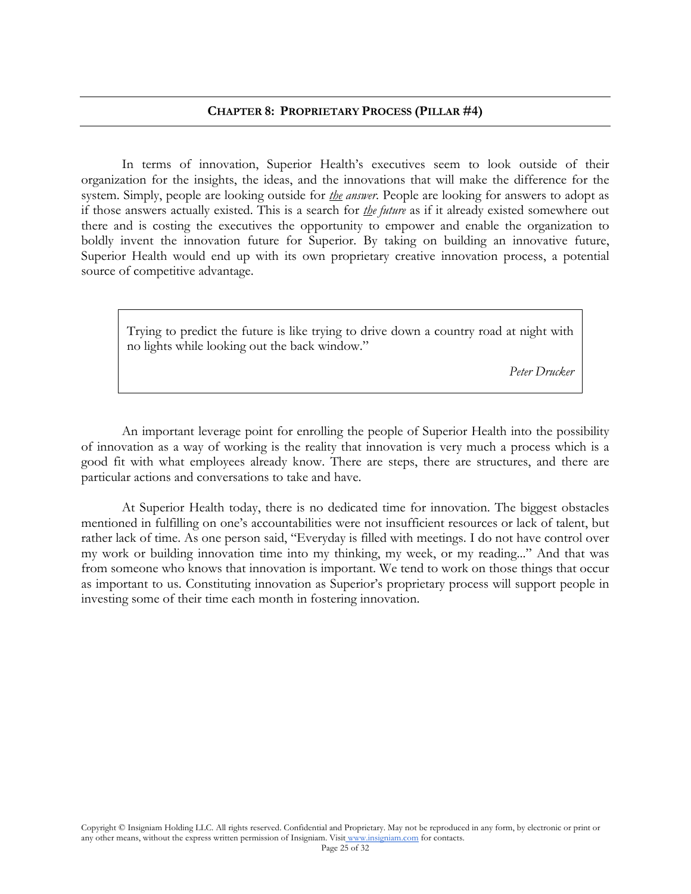## CHAPTER 8: PROPRIETARY PROCESS (PILLAR #4)

In terms of innovation, Superior Health's executives seem to look outside of their organization for the insights, the ideas, and the innovations that will make the difference for the system. Simply, people are looking outside for ***the** answer*. People are looking for answers to adopt as if those answers actually existed. This is a search for ***the** future* as if it already existed somewhere out there and is costing the executives the opportunity to empower and enable the organization to boldly invent the innovation future for Superior. By taking on building an innovative future, Superior Health would end up with its own proprietary creative innovation process, a potential source of competitive advantage.

> Trying to predict the future is like trying to drive down a country road at night with no lights while looking out the back window."
>
> *Peter Drucker*

An important leverage point for enrolling the people of Superior Health into the possibility of innovation as a way of working is the reality that innovation is very much a process which is a good fit with what employees already know. There are steps, there are structures, and there are particular actions and conversations to take and have.

At Superior Health today, there is no dedicated time for innovation. The biggest obstacles mentioned in fulfilling on one's accountabilities were not insufficient resources or lack of talent, but rather lack of time. As one person said, "Everyday is filled with meetings. I do not have control over my work or building innovation time into my thinking, my week, or my reading..." And that was from someone who knows that innovation is important. We tend to work on those things that occur as important to us. Constituting innovation as Superior's proprietary process will support people in investing some of their time each month in fostering innovation.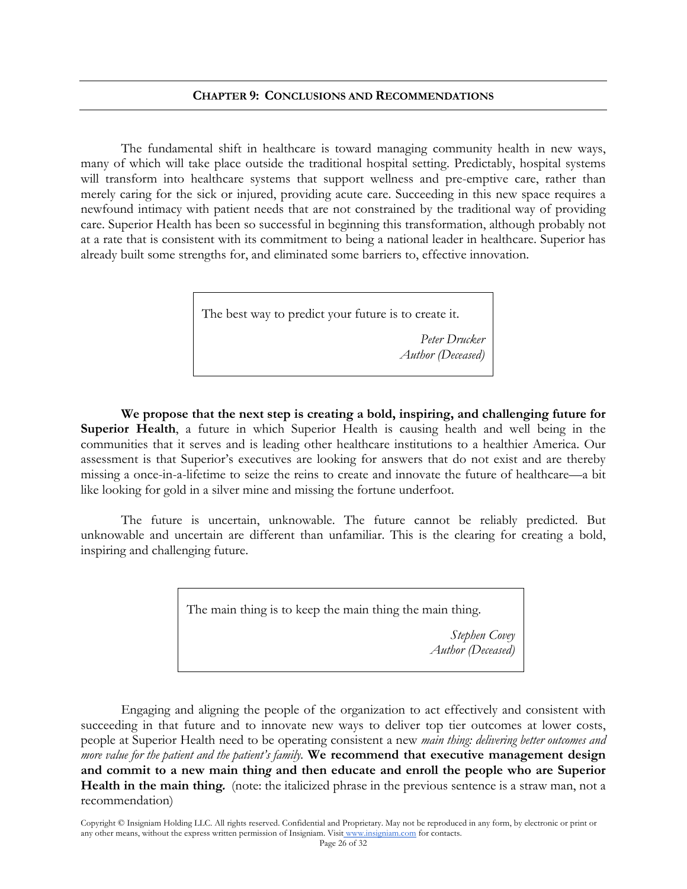## CHAPTER 9: CONCLUSIONS AND RECOMMENDATIONS

The fundamental shift in healthcare is toward managing community health in new ways, many of which will take place outside the traditional hospital setting. Predictably, hospital systems will transform into healthcare systems that support wellness and pre-emptive care, rather than merely caring for the sick or injured, providing acute care. Succeeding in this new space requires a newfound intimacy with patient needs that are not constrained by the traditional way of providing care. Superior Health has been so successful in beginning this transformation, although probably not at a rate that is consistent with its commitment to being a national leader in healthcare. Superior has already built some strengths for, and eliminated some barriers to, effective innovation.

> The best way to predict your future is to create it.
>
> *Peter Drucker*
> *Author (Deceased)*

**We propose that the next step is creating a bold, inspiring, and challenging future for Superior Health**, a future in which Superior Health is causing health and well being in the communities that it serves and is leading other healthcare institutions to a healthier America. Our assessment is that Superior's executives are looking for answers that do not exist and are thereby missing a once-in-a-lifetime to seize the reins to create and innovate the future of healthcare—a bit like looking for gold in a silver mine and missing the fortune underfoot.

The future is uncertain, unknowable. The future cannot be reliably predicted. But unknowable and uncertain are different than unfamiliar. This is the clearing for creating a bold, inspiring and challenging future.

> The main thing is to keep the main thing the main thing.
>
> *Stephen Covey*
> *Author (Deceased)*

Engaging and aligning the people of the organization to act effectively and consistent with succeeding in that future and to innovate new ways to deliver top tier outcomes at lower costs, people at Superior Health need to be operating consistent a new *main thing: delivering better outcomes and more value for the patient and the patient's family.* **We recommend that executive management design and commit to a new main thing and then educate and enroll the people who are Superior Health in the main thing.** (note: the italicized phrase in the previous sentence is a straw man, not a recommendation)

Copyright © Insigniam Holding LLC. All rights reserved. Confidential and Proprietary. May not be reproduced in any form, by electronic or print or any other means, without the express written permission of Insigniam. Visit www.insigniam.com for contacts.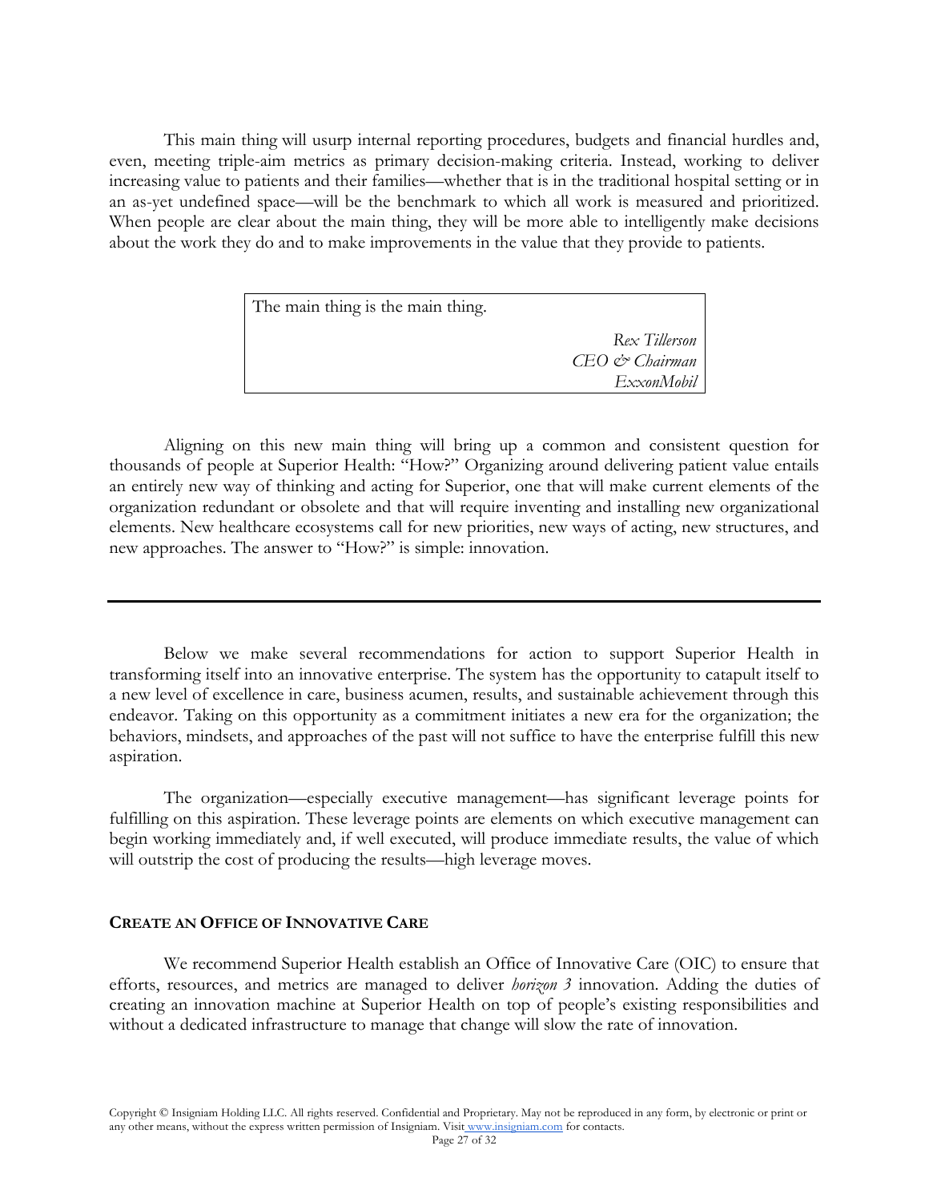This main thing will usurp internal reporting procedures, budgets and financial hurdles and, even, meeting triple-aim metrics as primary decision-making criteria. Instead, working to deliver increasing value to patients and their families—whether that is in the traditional hospital setting or in an as-yet undefined space—will be the benchmark to which all work is measured and prioritized. When people are clear about the main thing, they will be more able to intelligently make decisions about the work they do and to make improvements in the value that they provide to patients.

> The main thing is the main thing.
>
> *Rex Tillerson*
> *CEO & Chairman*
> *ExxonMobil*

Aligning on this new main thing will bring up a common and consistent question for thousands of people at Superior Health: "How?" Organizing around delivering patient value entails an entirely new way of thinking and acting for Superior, one that will make current elements of the organization redundant or obsolete and that will require inventing and installing new organizational elements. New healthcare ecosystems call for new priorities, new ways of acting, new structures, and new approaches. The answer to "How?" is simple: innovation.

---

Below we make several recommendations for action to support Superior Health in transforming itself into an innovative enterprise. The system has the opportunity to catapult itself to a new level of excellence in care, business acumen, results, and sustainable achievement through this endeavor. Taking on this opportunity as a commitment initiates a new era for the organization; the behaviors, mindsets, and approaches of the past will not suffice to have the enterprise fulfill this new aspiration.

The organization—especially executive management—has significant leverage points for fulfilling on this aspiration. These leverage points are elements on which executive management can begin working immediately and, if well executed, will produce immediate results, the value of which will outstrip the cost of producing the results—high leverage moves.

### CREATE AN OFFICE OF INNOVATIVE CARE

We recommend Superior Health establish an Office of Innovative Care (OIC) to ensure that efforts, resources, and metrics are managed to deliver *horizon 3* innovation. Adding the duties of creating an innovation machine at Superior Health on top of people's existing responsibilities and without a dedicated infrastructure to manage that change will slow the rate of innovation.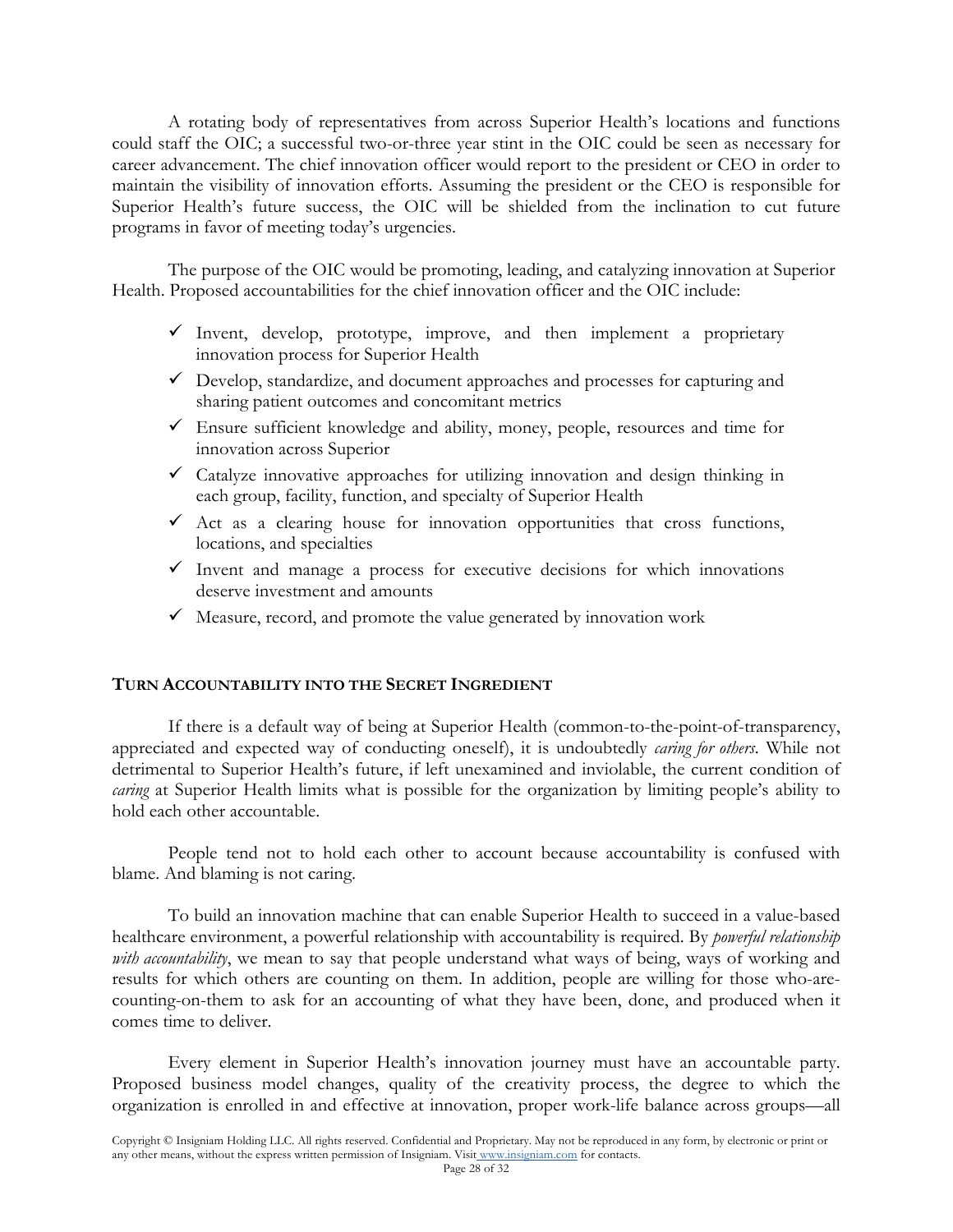A rotating body of representatives from across Superior Health's locations and functions could staff the OIC; a successful two-or-three year stint in the OIC could be seen as necessary for career advancement. The chief innovation officer would report to the president or CEO in order to maintain the visibility of innovation efforts. Assuming the president or the CEO is responsible for Superior Health's future success, the OIC will be shielded from the inclination to cut future programs in favor of meeting today's urgencies.

The purpose of the OIC would be promoting, leading, and catalyzing innovation at Superior Health. Proposed accountabilities for the chief innovation officer and the OIC include:

- ✓ Invent, develop, prototype, improve, and then implement a proprietary innovation process for Superior Health
- ✓ Develop, standardize, and document approaches and processes for capturing and sharing patient outcomes and concomitant metrics
- ✓ Ensure sufficient knowledge and ability, money, people, resources and time for innovation across Superior
- ✓ Catalyze innovative approaches for utilizing innovation and design thinking in each group, facility, function, and specialty of Superior Health
- ✓ Act as a clearing house for innovation opportunities that cross functions, locations, and specialties
- ✓ Invent and manage a process for executive decisions for which innovations deserve investment and amounts
- ✓ Measure, record, and promote the value generated by innovation work

**TURN ACCOUNTABILITY INTO THE SECRET INGREDIENT**

If there is a default way of being at Superior Health (common-to-the-point-of-transparency, appreciated and expected way of conducting oneself), it is undoubtedly *caring for others*. While not detrimental to Superior Health's future, if left unexamined and inviolable, the current condition of *caring* at Superior Health limits what is possible for the organization by limiting people's ability to hold each other accountable.

People tend not to hold each other to account because accountability is confused with blame. And blaming is not caring.

To build an innovation machine that can enable Superior Health to succeed in a value-based healthcare environment, a powerful relationship with accountability is required. By *powerful relationship with accountability*, we mean to say that people understand what ways of being, ways of working and results for which others are counting on them. In addition, people are willing for those who-are-counting-on-them to ask for an accounting of what they have been, done, and produced when it comes time to deliver.

Every element in Superior Health's innovation journey must have an accountable party. Proposed business model changes, quality of the creativity process, the degree to which the organization is enrolled in and effective at innovation, proper work-life balance across groups—all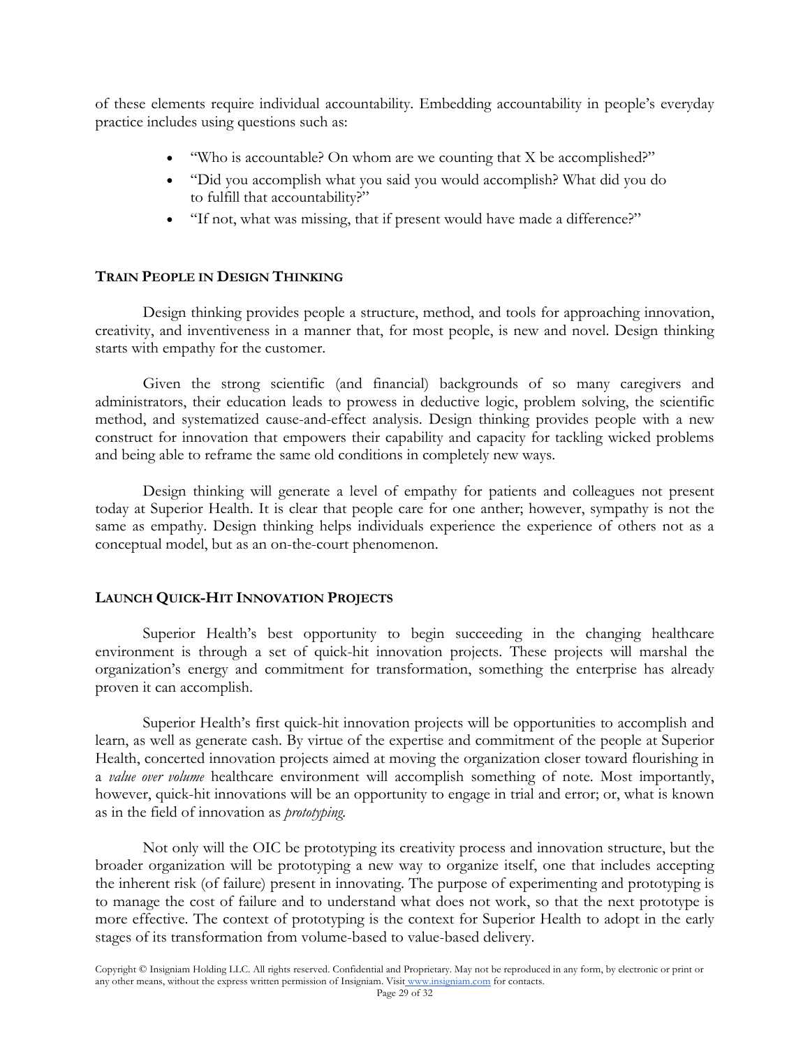of these elements require individual accountability. Embedding accountability in people's everyday practice includes using questions such as:

- "Who is accountable? On whom are we counting that X be accomplished?"
- "Did you accomplish what you said you would accomplish? What did you do to fulfill that accountability?"
- "If not, what was missing, that if present would have made a difference?"

### TRAIN PEOPLE IN DESIGN THINKING

Design thinking provides people a structure, method, and tools for approaching innovation, creativity, and inventiveness in a manner that, for most people, is new and novel. Design thinking starts with empathy for the customer.

Given the strong scientific (and financial) backgrounds of so many caregivers and administrators, their education leads to prowess in deductive logic, problem solving, the scientific method, and systematized cause-and-effect analysis. Design thinking provides people with a new construct for innovation that empowers their capability and capacity for tackling wicked problems and being able to reframe the same old conditions in completely new ways.

Design thinking will generate a level of empathy for patients and colleagues not present today at Superior Health. It is clear that people care for one anther; however, sympathy is not the same as empathy. Design thinking helps individuals experience the experience of others not as a conceptual model, but as an on-the-court phenomenon.

### LAUNCH QUICK-HIT INNOVATION PROJECTS

Superior Health's best opportunity to begin succeeding in the changing healthcare environment is through a set of quick-hit innovation projects. These projects will marshal the organization's energy and commitment for transformation, something the enterprise has already proven it can accomplish.

Superior Health's first quick-hit innovation projects will be opportunities to accomplish and learn, as well as generate cash. By virtue of the expertise and commitment of the people at Superior Health, concerted innovation projects aimed at moving the organization closer toward flourishing in a *value over volume* healthcare environment will accomplish something of note. Most importantly, however, quick-hit innovations will be an opportunity to engage in trial and error; or, what is known as in the field of innovation as *prototyping.*

Not only will the OIC be prototyping its creativity process and innovation structure, but the broader organization will be prototyping a new way to organize itself, one that includes accepting the inherent risk (of failure) present in innovating. The purpose of experimenting and prototyping is to manage the cost of failure and to understand what does not work, so that the next prototype is more effective. The context of prototyping is the context for Superior Health to adopt in the early stages of its transformation from volume-based to value-based delivery.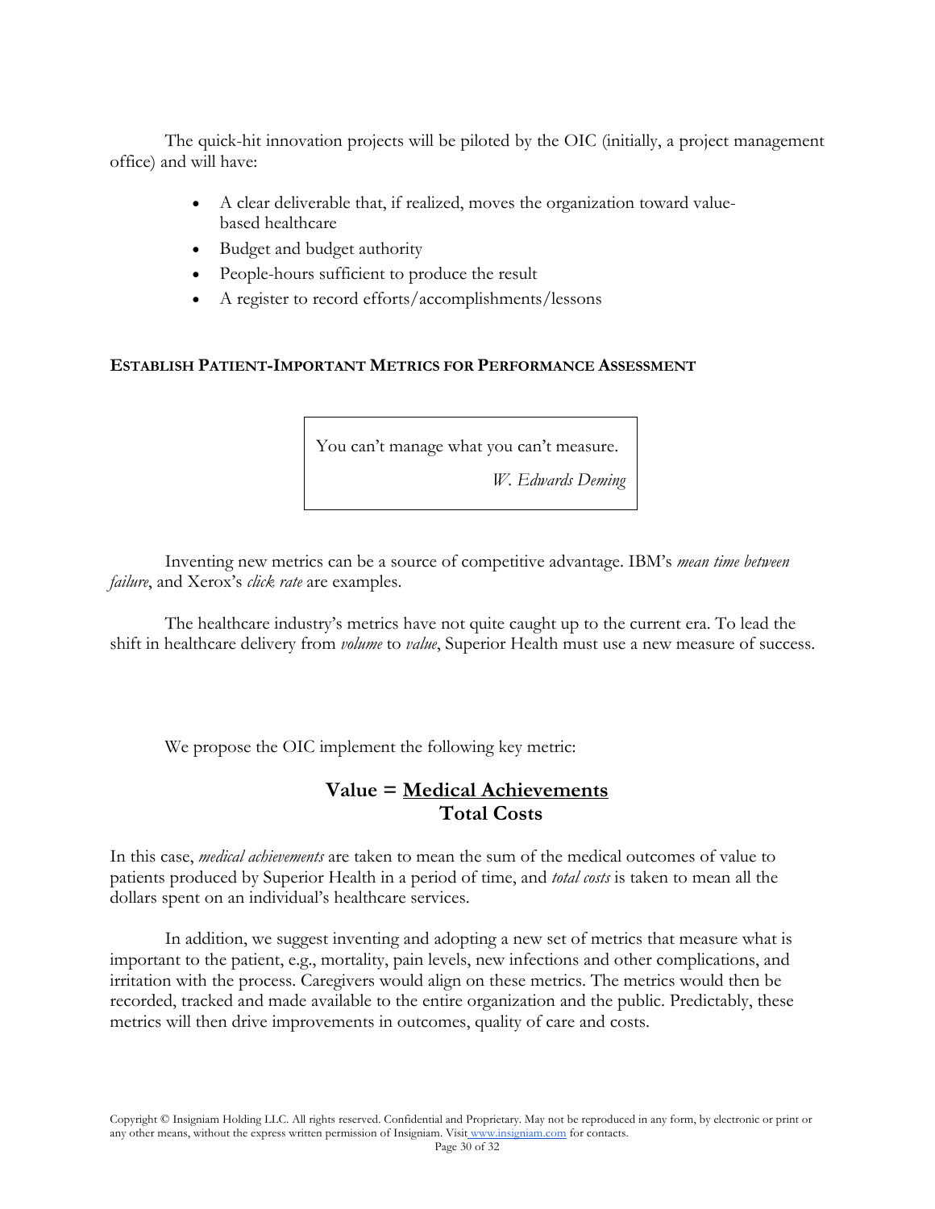The quick-hit innovation projects will be piloted by the OIC (initially, a project management office) and will have:

- A clear deliverable that, if realized, moves the organization toward value-based healthcare
- Budget and budget authority
- People-hours sufficient to produce the result
- A register to record efforts/accomplishments/lessons

### ESTABLISH PATIENT-IMPORTANT METRICS FOR PERFORMANCE ASSESSMENT

> You can't manage what you can't measure.
>
> *W. Edwards Deming*

Inventing new metrics can be a source of competitive advantage. IBM's *mean time between failure*, and Xerox's *click rate* are examples.

The healthcare industry's metrics have not quite caught up to the current era. To lead the shift in healthcare delivery from *volume* to *value*, Superior Health must use a new measure of success.

We propose the OIC implement the following key metric:

$$\textbf{Value} = \frac{\textbf{Medical Achievements}}{\textbf{Total Costs}}$$

In this case, *medical achievements* are taken to mean the sum of the medical outcomes of value to patients produced by Superior Health in a period of time, and *total costs* is taken to mean all the dollars spent on an individual's healthcare services.

In addition, we suggest inventing and adopting a new set of metrics that measure what is important to the patient, e.g., mortality, pain levels, new infections and other complications, and irritation with the process. Caregivers would align on these metrics. The metrics would then be recorded, tracked and made available to the entire organization and the public. Predictably, these metrics will then drive improvements in outcomes, quality of care and costs.

Copyright © Insigniam Holding LLC. All rights reserved. Confidential and Proprietary. May not be reproduced in any form, by electronic or print or any other means, without the express written permission of Insigniam. Visit www.insigniam.com for contacts.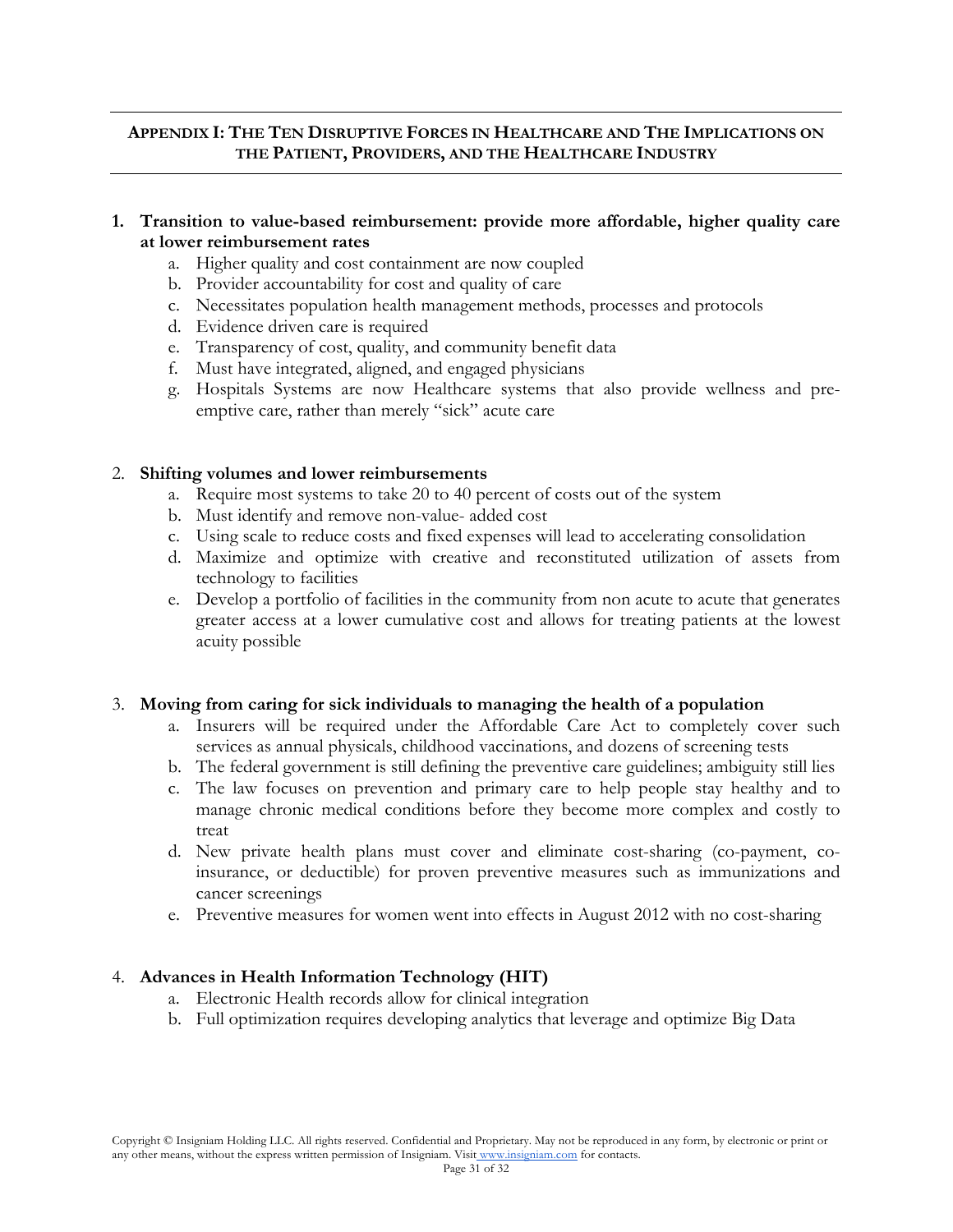## APPENDIX I: THE TEN DISRUPTIVE FORCES IN HEALTHCARE AND THE IMPLICATIONS ON THE PATIENT, PROVIDERS, AND THE HEALTHCARE INDUSTRY

1. **Transition to value-based reimbursement: provide more affordable, higher quality care at lower reimbursement rates**
    a. Higher quality and cost containment are now coupled
    b. Provider accountability for cost and quality of care
    c. Necessitates population health management methods, processes and protocols
    d. Evidence driven care is required
    e. Transparency of cost, quality, and community benefit data
    f. Must have integrated, aligned, and engaged physicians
    g. Hospitals Systems are now Healthcare systems that also provide wellness and pre-emptive care, rather than merely "sick" acute care

2. **Shifting volumes and lower reimbursements**
    a. Require most systems to take 20 to 40 percent of costs out of the system
    b. Must identify and remove non-value- added cost
    c. Using scale to reduce costs and fixed expenses will lead to accelerating consolidation
    d. Maximize and optimize with creative and reconstituted utilization of assets from technology to facilities
    e. Develop a portfolio of facilities in the community from non acute to acute that generates greater access at a lower cumulative cost and allows for treating patients at the lowest acuity possible

3. **Moving from caring for sick individuals to managing the health of a population**
    a. Insurers will be required under the Affordable Care Act to completely cover such services as annual physicals, childhood vaccinations, and dozens of screening tests
    b. The federal government is still defining the preventive care guidelines; ambiguity still lies
    c. The law focuses on prevention and primary care to help people stay healthy and to manage chronic medical conditions before they become more complex and costly to treat
    d. New private health plans must cover and eliminate cost-sharing (co-payment, co-insurance, or deductible) for proven preventive measures such as immunizations and cancer screenings
    e. Preventive measures for women went into effects in August 2012 with no cost-sharing

4. **Advances in Health Information Technology (HIT)**
    a. Electronic Health records allow for clinical integration
    b. Full optimization requires developing analytics that leverage and optimize Big Data

Copyright © Insigniam Holding LLC. All rights reserved. Confidential and Proprietary. May not be reproduced in any form, by electronic or print or any other means, without the express written permission of Insigniam. Visit www.insigniam.com for contacts.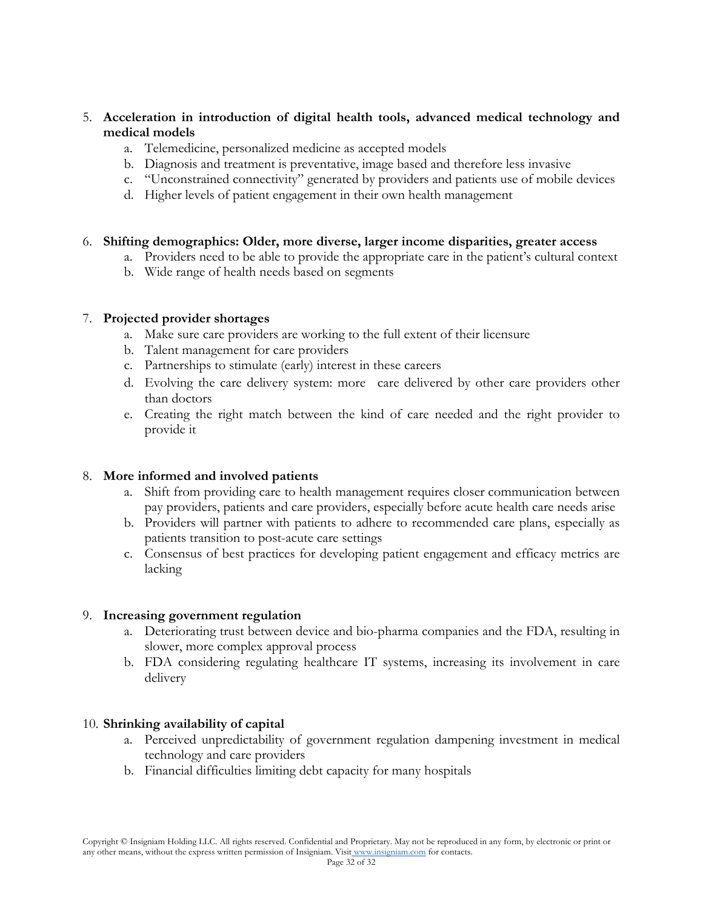5. **Acceleration in introduction of digital health tools, advanced medical technology and medical models**
    a. Telemedicine, personalized medicine as accepted models
    b. Diagnosis and treatment is preventative, image based and therefore less invasive
    c. "Unconstrained connectivity" generated by providers and patients use of mobile devices
    d. Higher levels of patient engagement in their own health management

6. **Shifting demographics: Older, more diverse, larger income disparities, greater access**
    a. Providers need to be able to provide the appropriate care in the patient's cultural context
    b. Wide range of health needs based on segments

7. **Projected provider shortages**
    a. Make sure care providers are working to the full extent of their licensure
    b. Talent management for care providers
    c. Partnerships to stimulate (early) interest in these careers
    d. Evolving the care delivery system: more care delivered by other care providers other than doctors
    e. Creating the right match between the kind of care needed and the right provider to provide it

8. **More informed and involved patients**
    a. Shift from providing care to health management requires closer communication between pay providers, patients and care providers, especially before acute health care needs arise
    b. Providers will partner with patients to adhere to recommended care plans, especially as patients transition to post-acute care settings
    c. Consensus of best practices for developing patient engagement and efficacy metrics are lacking

9. **Increasing government regulation**
    a. Deteriorating trust between device and bio-pharma companies and the FDA, resulting in slower, more complex approval process
    b. FDA considering regulating healthcare IT systems, increasing its involvement in care delivery

10. **Shrinking availability of capital**
    a. Perceived unpredictability of government regulation dampening investment in medical technology and care providers
    b. Financial difficulties limiting debt capacity for many hospitals

Copyright © Insigniam Holding LLC. All rights reserved. Confidential and Proprietary. May not be reproduced in any form, by electronic or print or any other means, without the express written permission of Insigniam. Visit www.insigniam.com for contacts.